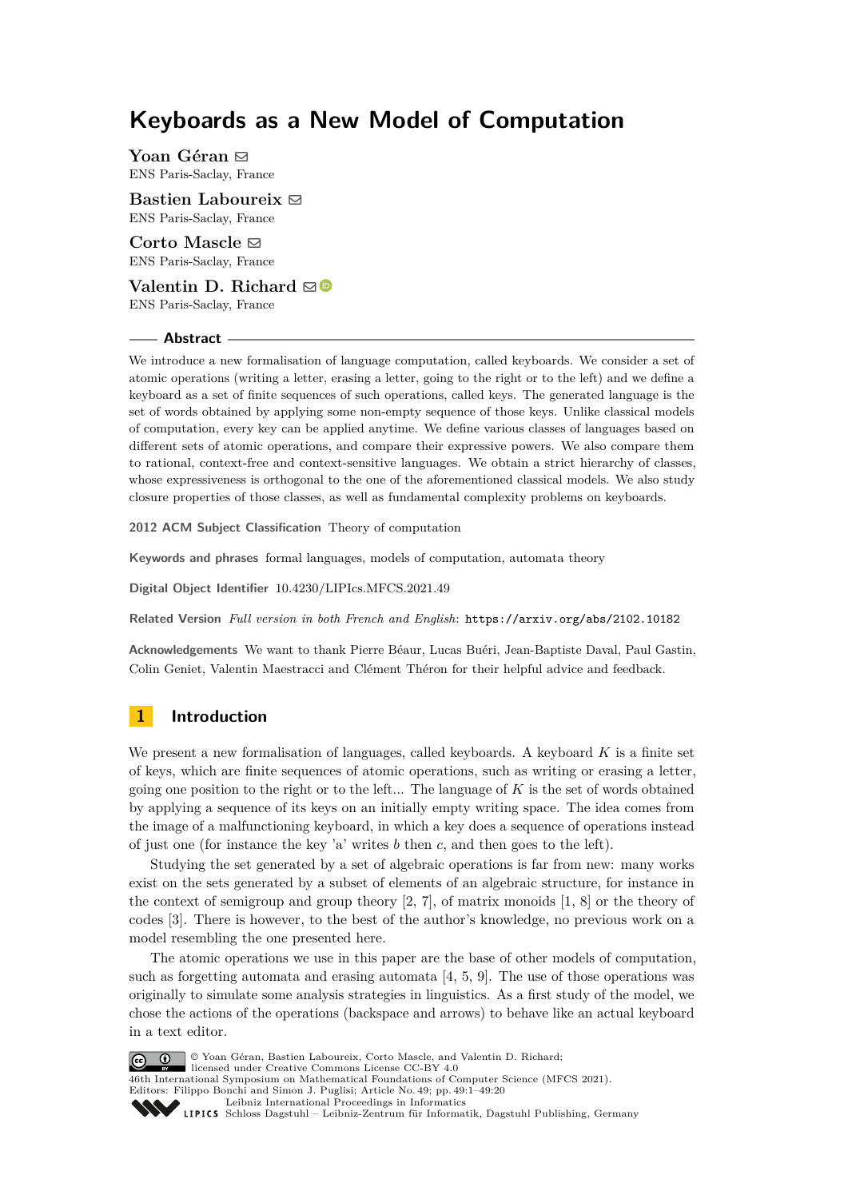# Keyboards as a New Model of Computation

**Yoan Géran**
ENS Paris-Saclay, France

**Bastien Laboureix**
ENS Paris-Saclay, France

**Corto Mascle**
ENS Paris-Saclay, France

**Valentin D. Richard**
ENS Paris-Saclay, France

## Abstract

We introduce a new formalisation of language computation, called keyboards. We consider a set of atomic operations (writing a letter, erasing a letter, going to the right or to the left) and we define a keyboard as a set of finite sequences of such operations, called keys. The generated language is the set of words obtained by applying some non-empty sequence of those keys. Unlike classical models of computation, every key can be applied anytime. We define various classes of languages based on different sets of atomic operations, and compare their expressive powers. We also compare them to rational, context-free and context-sensitive languages. We obtain a strict hierarchy of classes, whose expressiveness is orthogonal to the one of the aforementioned classical models. We also study closure properties of those classes, as well as fundamental complexity problems on keyboards.

**2012 ACM Subject Classification** Theory of computation

**Keywords and phrases** formal languages, models of computation, automata theory

**Digital Object Identifier** 10.4230/LIPIcs.MFCS.2021.49

**Related Version** *Full version in both French and English*: https://arxiv.org/abs/2102.10182

**Acknowledgements** We want to thank Pierre Béaur, Lucas Buéri, Jean-Baptiste Daval, Paul Gastin, Colin Geniet, Valentin Maestracci and Clément Théron for their helpful advice and feedback.

## 1 Introduction

We present a new formalisation of languages, called keyboards. A keyboard $K$ is a finite set of keys, which are finite sequences of atomic operations, such as writing or erasing a letter, going one position to the right or to the left... The language of $K$ is the set of words obtained by applying a sequence of its keys on an initially empty writing space. The idea comes from the image of a malfunctioning keyboard, in which a key does a sequence of operations instead of just one (for instance the key 'a' writes $b$ then $c$, and then goes to the left).

Studying the set generated by a set of algebraic operations is far from new: many works exist on the sets generated by a subset of elements of an algebraic structure, for instance in the context of semigroup and group theory [2, 7], of matrix monoids [1, 8] or the theory of codes [3]. There is however, to the best of the author's knowledge, no previous work on a model resembling the one presented here.

The atomic operations we use in this paper are the base of other models of computation, such as forgetting automata and erasing automata [4, 5, 9]. The use of those operations was originally to simulate some analysis strategies in linguistics. As a first study of the model, we chose the actions of the operations (backspace and arrows) to behave like an actual keyboard in a text editor.

© Yoan Géran, Bastien Laboureix, Corto Mascle, and Valentin D. Richard; licensed under Creative Commons License CC-BY 4.0
46th International Symposium on Mathematical Foundations of Computer Science (MFCS 2021).
Editors: Filippo Bonchi and Simon J. Puglisi; Article No. 49; pp. 49:1–49:20
Leibniz International Proceedings in Informatics
Schloss Dagstuhl – Leibniz-Zentrum für Informatik, Dagstuhl Publishing, Germany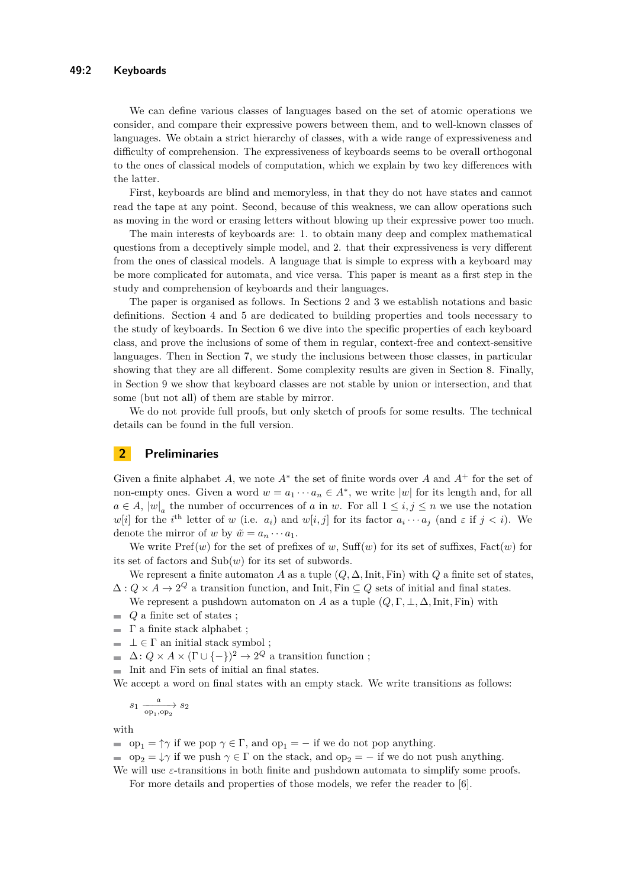We can define various classes of languages based on the set of atomic operations we consider, and compare their expressive powers between them, and to well-known classes of languages. We obtain a strict hierarchy of classes, with a wide range of expressiveness and difficulty of comprehension. The expressiveness of keyboards seems to be overall orthogonal to the ones of classical models of computation, which we explain by two key differences with the latter.

First, keyboards are blind and memoryless, in that they do not have states and cannot read the tape at any point. Second, because of this weakness, we can allow operations such as moving in the word or erasing letters without blowing up their expressive power too much.

The main interests of keyboards are: 1. to obtain many deep and complex mathematical questions from a deceptively simple model, and 2. that their expressiveness is very different from the ones of classical models. A language that is simple to express with a keyboard may be more complicated for automata, and vice versa. This paper is meant as a first step in the study and comprehension of keyboards and their languages.

The paper is organised as follows. In Sections 2 and 3 we establish notations and basic definitions. Section 4 and 5 are dedicated to building properties and tools necessary to the study of keyboards. In Section 6 we dive into the specific properties of each keyboard class, and prove the inclusions of some of them in regular, context-free and context-sensitive languages. Then in Section 7, we study the inclusions between those classes, in particular showing that they are all different. Some complexity results are given in Section 8. Finally, in Section 9 we show that keyboard classes are not stable by union or intersection, and that some (but not all) of them are stable by mirror.

We do not provide full proofs, but only sketch of proofs for some results. The technical details can be found in the full version.

## 2 Preliminaries

Given a finite alphabet $A$, we note $A^*$ the set of finite words over $A$ and $A^+$ for the set of non-empty ones. Given a word $w = a_1 \cdots a_n \in A^*$, we write $|w|$ for its length and, for all $a \in A$, $|w|_a$ the number of occurrences of $a$ in $w$. For all $1 \leq i, j \leq n$ we use the notation $w[i]$ for the $i^{\text{th}}$ letter of $w$ (i.e. $a_i$) and $w[i, j]$ for its factor $a_i \cdots a_j$ (and $\varepsilon$ if $j < i$). We denote the mirror of $w$ by $\tilde{w} = a_n \cdots a_1$.

We write $\text{Pref}(w)$ for the set of prefixes of $w$, $\text{Suff}(w)$ for its set of suffixes, $\text{Fact}(w)$ for its set of factors and $\text{Sub}(w)$ for its set of subwords.

We represent a finite automaton $A$ as a tuple $(Q, \Delta, \text{Init}, \text{Fin})$ with $Q$ a finite set of states, $\Delta : Q \times A \to 2^Q$ a transition function, and $\text{Init}, \text{Fin} \subseteq Q$ sets of initial and final states.

We represent a pushdown automaton on $A$ as a tuple $(Q, \Gamma, \bot, \Delta, \text{Init}, \text{Fin})$ with

- $Q$ a finite set of states ;
- $\Gamma$ a finite stack alphabet ;
- $\bot \in \Gamma$ an initial stack symbol ;
- $\Delta \colon Q \times A \times (\Gamma \cup \{-\})^2 \to 2^Q$ a transition function ;
- Init and Fin sets of initial an final states.

We accept a word on final states with an empty stack. We write transitions as follows:

$$s_1 \xrightarrow[\text{op}_1, \text{op}_2]{a} s_2$$

with

- $\text{op}_1 = \uparrow\gamma$ if we pop $\gamma \in \Gamma$, and $\text{op}_1 = -$ if we do not pop anything.
- $\text{op}_2 = \downarrow\gamma$ if we push $\gamma \in \Gamma$ on the stack, and $\text{op}_2 = -$ if we do not push anything.

We will use $\varepsilon$-transitions in both finite and pushdown automata to simplify some proofs.

For more details and properties of those models, we refer the reader to [6].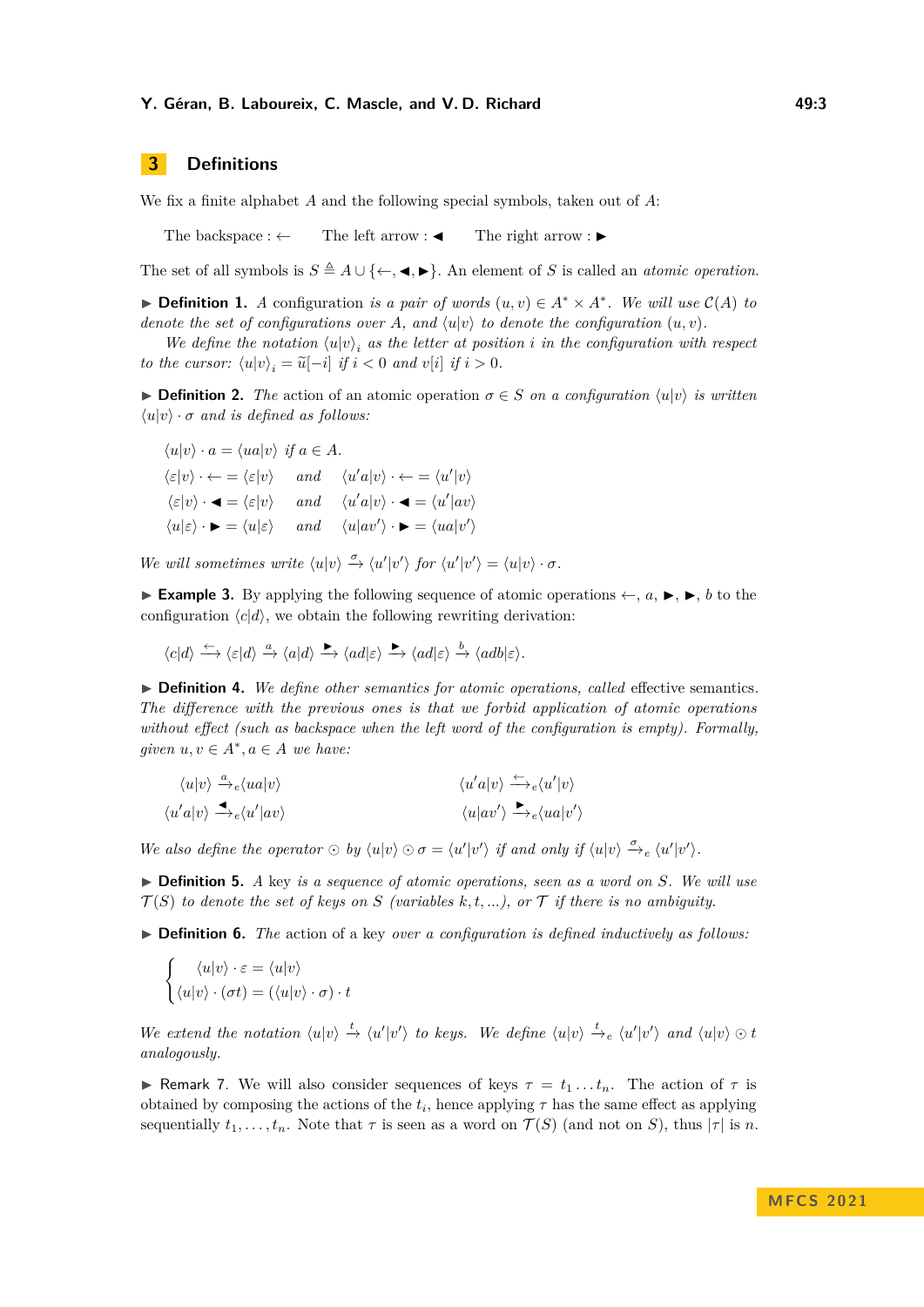## 3 Definitions

We fix a finite alphabet $A$ and the following special symbols, taken out of $A$:

The backspace : $\leftarrow$ The left arrow : $\blacktriangleleft$ The right arrow : $\blacktriangleright$

The set of all symbols is $S \triangleq A \cup \{\leftarrow, \blacktriangleleft, \blacktriangleright\}$. An element of $S$ is called an *atomic operation.*

▶ **Definition 1.** *A* configuration *is a pair of words* $(u, v) \in A^* \times A^*$. *We will use* $\mathcal{C}(A)$ *to denote the set of configurations over* $A$*, and* $\langle u|v\rangle$ *to denote the configuration* $(u, v)$*.*

*We define the notation* $\langle u|v\rangle_i$ *as the letter at position* $i$ *in the configuration with respect to the cursor:* $\langle u|v\rangle_i = \widetilde{u}[-i]$ *if* $i < 0$ *and* $v[i]$ *if* $i > 0$*.*

▶ **Definition 2.** *The* action *of an atomic operation* $\sigma \in S$ *on a configuration* $\langle u|v\rangle$ *is written* $\langle u|v\rangle \cdot \sigma$ *and is defined as follows:*

$$\langle u|v\rangle \cdot a = \langle ua|v\rangle \text{ if } a \in A.$$
$$\langle \varepsilon|v\rangle \cdot \leftarrow = \langle \varepsilon|v\rangle \quad \text{and} \quad \langle u'a|v\rangle \cdot \leftarrow = \langle u'|v\rangle$$
$$\langle \varepsilon|v\rangle \cdot \blacktriangleleft = \langle \varepsilon|v\rangle \quad \text{and} \quad \langle u'a|v\rangle \cdot \blacktriangleleft = \langle u'|av\rangle$$
$$\langle u|\varepsilon\rangle \cdot \blacktriangleright = \langle u|\varepsilon\rangle \quad \text{and} \quad \langle u|av'\rangle \cdot \blacktriangleright = \langle ua|v'\rangle$$

*We will sometimes write* $\langle u|v\rangle \xrightarrow{\sigma} \langle u'|v'\rangle$ *for* $\langle u'|v'\rangle = \langle u|v\rangle \cdot \sigma$*.*

▶ **Example 3.** By applying the following sequence of atomic operations $\leftarrow$, $a$, $\blacktriangleright$, $\blacktriangleright$, $b$ to the configuration $\langle c|d\rangle$, we obtain the following rewriting derivation:

$$\langle c|d\rangle \xrightarrow{\leftarrow} \langle \varepsilon|d\rangle \xrightarrow{a} \langle a|d\rangle \xrightarrow{\blacktriangleright} \langle ad|\varepsilon\rangle \xrightarrow{\blacktriangleright} \langle ad|\varepsilon\rangle \xrightarrow{b} \langle adb|\varepsilon\rangle.$$

▶ **Definition 4.** *We define other semantics for atomic operations, called* effective semantics*. The difference with the previous ones is that we forbid application of atomic operations without effect (such as backspace when the left word of the configuration is empty). Formally, given* $u, v \in A^*, a \in A$ *we have:*

$$\langle u|v\rangle \xrightarrow{a}_e \langle ua|v\rangle \qquad \langle u'a|v\rangle \xrightarrow{\leftarrow}_e \langle u'|v\rangle$$
$$\langle u'a|v\rangle \xrightarrow{\blacktriangleleft}_e \langle u'|av\rangle \qquad \langle u|av'\rangle \xrightarrow{\blacktriangleright}_e \langle ua|v'\rangle$$

*We also define the operator* $\odot$ *by* $\langle u|v\rangle \odot \sigma = \langle u'|v'\rangle$ *if and only if* $\langle u|v\rangle \xrightarrow{\sigma}_e \langle u'|v'\rangle$*.*

▶ **Definition 5.** *A* key *is a sequence of atomic operations, seen as a word on* $S$*. We will use* $\mathcal{T}(S)$ *to denote the set of keys on* $S$ *(variables* $k, t, \ldots$*), or* $\mathcal{T}$ *if there is no ambiguity.*

▶ **Definition 6.** *The* action of a key *over a configuration is defined inductively as follows:*

$$\begin{cases} \langle u|v\rangle \cdot \varepsilon = \langle u|v\rangle \\ \langle u|v\rangle \cdot (\sigma t) = (\langle u|v\rangle \cdot \sigma) \cdot t \end{cases}$$

*We extend the notation* $\langle u|v\rangle \xrightarrow{t} \langle u'|v'\rangle$ *to keys. We define* $\langle u|v\rangle \xrightarrow{t}_e \langle u'|v'\rangle$ *and* $\langle u|v\rangle \odot t$ *analogously.*

▶ Remark 7. We will also consider sequences of keys $\tau = t_1 \ldots t_n$. The action of $\tau$ is obtained by composing the actions of the $t_i$, hence applying $\tau$ has the same effect as applying sequentially $t_1, \ldots, t_n$. Note that $\tau$ is seen as a word on $\mathcal{T}(S)$ (and not on $S$), thus $|\tau|$ is $n$.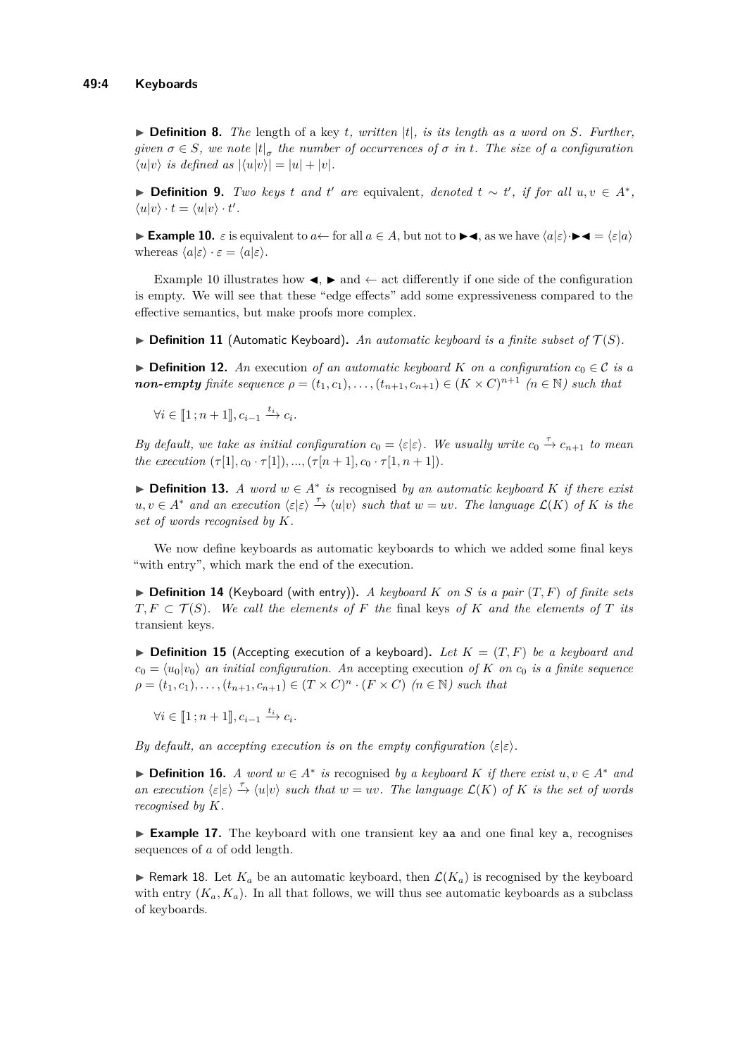► **Definition 8.** *The* length *of a key $t$, written $|t|$, is its length as a word on $S$. Further, given $\sigma \in S$, we note $|t|_\sigma$ the number of occurrences of $\sigma$ in $t$. The size of a configuration $\langle u|v\rangle$ is defined as $|\langle u|v\rangle| = |u| + |v|$.*

► **Definition 9.** *Two keys $t$ and $t'$ are* equivalent*, denoted $t \sim t'$, if for all $u, v \in A^*$, $\langle u|v\rangle \cdot t = \langle u|v\rangle \cdot t'$.*

► **Example 10.** $\varepsilon$ is equivalent to $a\leftarrow$ for all $a \in A$, but not to $\blacktriangleright\blacktriangleleft$, as we have $\langle a|\varepsilon\rangle \cdot \blacktriangleright\blacktriangleleft = \langle \varepsilon|a\rangle$ whereas $\langle a|\varepsilon\rangle \cdot \varepsilon = \langle a|\varepsilon\rangle$.

Example 10 illustrates how $\blacktriangleleft$, $\blacktriangleright$ and $\leftarrow$ act differently if one side of the configuration is empty. We will see that these "edge effects" add some expressiveness compared to the effective semantics, but make proofs more complex.

► **Definition 11** (Automatic Keyboard)**.** *An automatic keyboard is a finite subset of $\mathcal{T}(S)$.*

► **Definition 12.** *An* execution *of an automatic keyboard $K$ on a configuration $c_0 \in \mathcal{C}$ is a* ***non-empty*** *finite sequence $\rho = (t_1, c_1), \ldots, (t_{n+1}, c_{n+1}) \in (K \times C)^{n+1}$ ($n \in \mathbb{N}$) such that*

$$\forall i \in [\![1\,; n+1]\!], c_{i-1} \xrightarrow{t_i} c_i.$$

*By default, we take as initial configuration $c_0 = \langle \varepsilon|\varepsilon\rangle$. We usually write $c_0 \xrightarrow{\tau} c_{n+1}$ to mean the execution $(\tau[1], c_0 \cdot \tau[1]), ..., (\tau[n+1], c_0 \cdot \tau[1, n+1])$.*

► **Definition 13.** *A word $w \in A^*$ is* recognised *by an automatic keyboard $K$ if there exist $u, v \in A^*$ and an execution $\langle \varepsilon|\varepsilon\rangle \xrightarrow{\tau} \langle u|v\rangle$ such that $w = uv$. The language $\mathcal{L}(K)$ of $K$ is the set of words recognised by $K$.*

We now define keyboards as automatic keyboards to which we added some final keys "with entry", which mark the end of the execution.

► **Definition 14** (Keyboard (with entry))**.** *A keyboard $K$ on $S$ is a pair $(T, F)$ of finite sets $T, F \subset \mathcal{T}(S)$. We call the elements of $F$ the* final keys *of $K$ and the elements of $T$ its* transient keys*.*

► **Definition 15** (Accepting execution of a keyboard)**.** *Let $K = (T, F)$ be a keyboard and $c_0 = \langle u_0|v_0\rangle$ an initial configuration. An* accepting execution *of $K$ on $c_0$ is a finite sequence $\rho = (t_1, c_1), \ldots, (t_{n+1}, c_{n+1}) \in (T \times C)^n \cdot (F \times C)$ ($n \in \mathbb{N}$) such that*

$$\forall i \in [\![1\,; n+1]\!], c_{i-1} \xrightarrow{t_i} c_i.$$

*By default, an accepting execution is on the empty configuration $\langle \varepsilon|\varepsilon\rangle$.*

► **Definition 16.** *A word $w \in A^*$ is* recognised *by a keyboard $K$ if there exist $u, v \in A^*$ and an execution $\langle \varepsilon|\varepsilon\rangle \xrightarrow{\tau} \langle u|v\rangle$ such that $w = uv$. The language $\mathcal{L}(K)$ of $K$ is the set of words recognised by $K$.*

► **Example 17.** The keyboard with one transient key aa and one final key a, recognises sequences of $a$ of odd length.

► Remark 18. Let $K_a$ be an automatic keyboard, then $\mathcal{L}(K_a)$ is recognised by the keyboard with entry $(K_a, K_a)$. In all that follows, we will thus see automatic keyboards as a subclass of keyboards.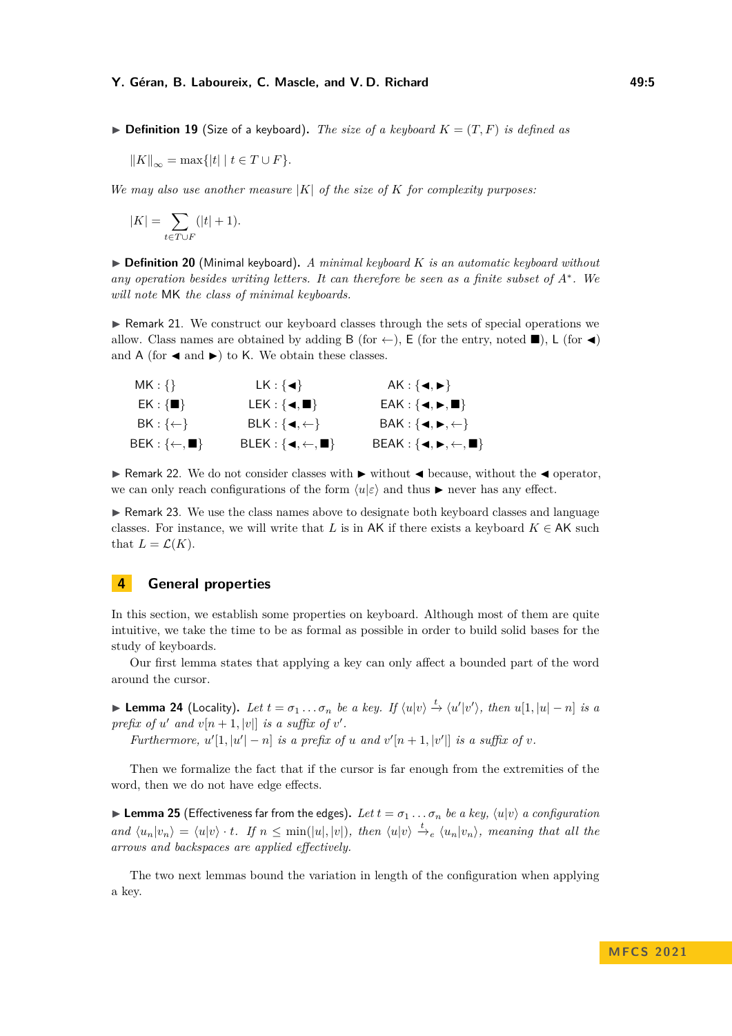▶ **Definition 19** (Size of a keyboard)**.** *The size of a keyboard $K = (T, F)$ is defined as*

$$\|K\|_\infty = \max\{|t| \mid t \in T \cup F\}.$$

*We may also use another measure $|K|$ of the size of $K$ for complexity purposes:*

$$|K| = \sum_{t \in T \cup F} (|t| + 1).$$

▶ **Definition 20** (Minimal keyboard)**.** *A minimal keyboard $K$ is an automatic keyboard without any operation besides writing letters. It can therefore be seen as a finite subset of $A^*$. We will note* MK *the class of minimal keyboards.*

▶ Remark 21. We construct our keyboard classes through the sets of special operations we allow. Class names are obtained by adding B (for $\leftarrow$), E (for the entry, noted ■), L (for ◀) and A (for ◀ and ▶) to K. We obtain these classes.

| | | |
|---|---|---|
| MK : $\{\}$ | LK : {◀} | AK : {◀, ▶} |
| EK : {■} | LEK : {◀, ■} | EAK : {◀, ▶, ■} |
| BK : $\{\leftarrow\}$ | BLK : {◀, $\leftarrow$} | BAK : {◀, ▶, $\leftarrow$} |
| BEK : {$\leftarrow$, ■} | BLEK : {◀, $\leftarrow$, ■} | BEAK : {◀, ▶, $\leftarrow$, ■} |

▶ Remark 22. We do not consider classes with ▶ without ◀ because, without the ◀ operator, we can only reach configurations of the form $\langle u|\varepsilon\rangle$ and thus ▶ never has any effect.

▶ Remark 23. We use the class names above to designate both keyboard classes and language classes. For instance, we will write that $L$ is in AK if there exists a keyboard $K \in$ AK such that $L = \mathcal{L}(K)$.

## 4 General properties

In this section, we establish some properties on keyboard. Although most of them are quite intuitive, we take the time to be as formal as possible in order to build solid bases for the study of keyboards.

Our first lemma states that applying a key can only affect a bounded part of the word around the cursor.

▶ **Lemma 24** (Locality)**.** *Let $t = \sigma_1 \ldots \sigma_n$ be a key. If $\langle u|v\rangle \xrightarrow{t} \langle u'|v'\rangle$, then $u[1, |u| - n]$ is a prefix of $u'$ and $v[n+1, |v|]$ is a suffix of $v'$.*

*Furthermore, $u'[1, |u'| - n]$ is a prefix of $u$ and $v'[n+1, |v'|]$ is a suffix of $v$.*

Then we formalize the fact that if the cursor is far enough from the extremities of the word, then we do not have edge effects.

▶ **Lemma 25** (Effectiveness far from the edges)**.** *Let $t = \sigma_1 \ldots \sigma_n$ be a key, $\langle u|v\rangle$ a configuration and $\langle u_n|v_n\rangle = \langle u|v\rangle \cdot t$. If $n \le \min(|u|, |v|)$, then $\langle u|v\rangle \xrightarrow{t}_e \langle u_n|v_n\rangle$, meaning that all the arrows and backspaces are applied effectively.*

The two next lemmas bound the variation in length of the configuration when applying a key.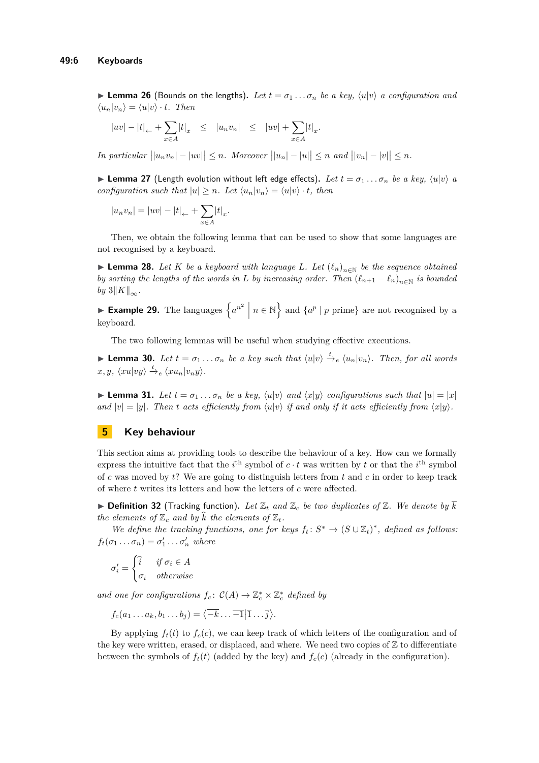▶ **Lemma 26** (Bounds on the lengths)**.** *Let $t = \sigma_1 \ldots \sigma_n$ be a key, $\langle u|v\rangle$ a configuration and $\langle u_n|v_n\rangle = \langle u|v\rangle \cdot t$. Then*

$$|uv| - |t|_{\leftarrow} + \sum_{x \in A} |t|_x \quad \leq \quad |u_n v_n| \quad \leq \quad |uv| + \sum_{x \in A} |t|_x.$$

*In particular $\big||u_n v_n| - |uv|\big| \leq n$. Moreover $\big||u_n| - |u|\big| \leq n$ and $\big||v_n| - |v|\big| \leq n$.*

▶ **Lemma 27** (Length evolution without left edge effects)**.** *Let $t = \sigma_1 \ldots \sigma_n$ be a key, $\langle u|v\rangle$ a configuration such that $|u| \geq n$. Let $\langle u_n|v_n\rangle = \langle u|v\rangle \cdot t$, then*

$$|u_n v_n| = |uv| - |t|_{\leftarrow} + \sum_{x \in A} |t|_x.$$

Then, we obtain the following lemma that can be used to show that some languages are not recognised by a keyboard.

▶ **Lemma 28.** *Let $K$ be a keyboard with language $L$. Let $(\ell_n)_{n \in \mathbb{N}}$ be the sequence obtained by sorting the lengths of the words in $L$ by increasing order. Then $(\ell_{n+1} - \ell_n)_{n \in \mathbb{N}}$ is bounded by $3\|K\|_\infty$.*

▶ **Example 29.** The languages $\left\{ a^{n^2} \;\middle|\; n \in \mathbb{N} \right\}$ and $\{a^p \mid p \text{ prime}\}$ are not recognised by a keyboard.

The two following lemmas will be useful when studying effective executions.

▶ **Lemma 30.** *Let $t = \sigma_1 \ldots \sigma_n$ be a key such that $\langle u|v\rangle \xrightarrow{t}_e \langle u_n|v_n\rangle$. Then, for all words $x, y$, $\langle xu|vy\rangle \xrightarrow{t}_e \langle xu_n|v_n y\rangle$.*

▶ **Lemma 31.** *Let $t = \sigma_1 \ldots \sigma_n$ be a key, $\langle u|v\rangle$ and $\langle x|y\rangle$ configurations such that $|u| = |x|$ and $|v| = |y|$. Then $t$ acts efficiently from $\langle u|v\rangle$ if and only if it acts efficiently from $\langle x|y\rangle$.*

## 5 Key behaviour

This section aims at providing tools to describe the behaviour of a key. How can we formally express the intuitive fact that the $i^{\text{th}}$ symbol of $c \cdot t$ was written by $t$ or that the $i^{\text{th}}$ symbol of $c$ was moved by $t$? We are going to distinguish letters from $t$ and $c$ in order to keep track of where $t$ writes its letters and how the letters of $c$ were affected.

▶ **Definition 32** (Tracking function)**.** *Let $\mathbb{Z}_t$ and $\mathbb{Z}_c$ be two duplicates of $\mathbb{Z}$. We denote by $\overline{k}$ the elements of $\mathbb{Z}_c$ and by $\widehat{k}$ the elements of $\mathbb{Z}_t$.*

*We define the tracking functions, one for keys $f_t \colon S^* \to (S \cup \mathbb{Z}_t)^*$, defined as follows: $f_t(\sigma_1 \ldots \sigma_n) = \sigma'_1 \ldots \sigma'_n$ where*

$$\sigma'_i = \begin{cases} \widehat{i} & \text{if } \sigma_i \in A \\ \sigma_i & \text{otherwise} \end{cases}$$

*and one for configurations $f_c \colon \mathcal{C}(A) \to \mathbb{Z}_c^* \times \mathbb{Z}_c^*$ defined by*

$$f_c(a_1 \ldots a_k, b_1 \ldots b_j) = \langle \overline{-k} \ldots \overline{-1} | \overline{1} \ldots \overline{j} \rangle.$$

By applying $f_t(t)$ to $f_c(c)$, we can keep track of which letters of the configuration and of the key were written, erased, or displaced, and where. We need two copies of $\mathbb{Z}$ to differentiate between the symbols of $f_t(t)$ (added by the key) and $f_c(c)$ (already in the configuration).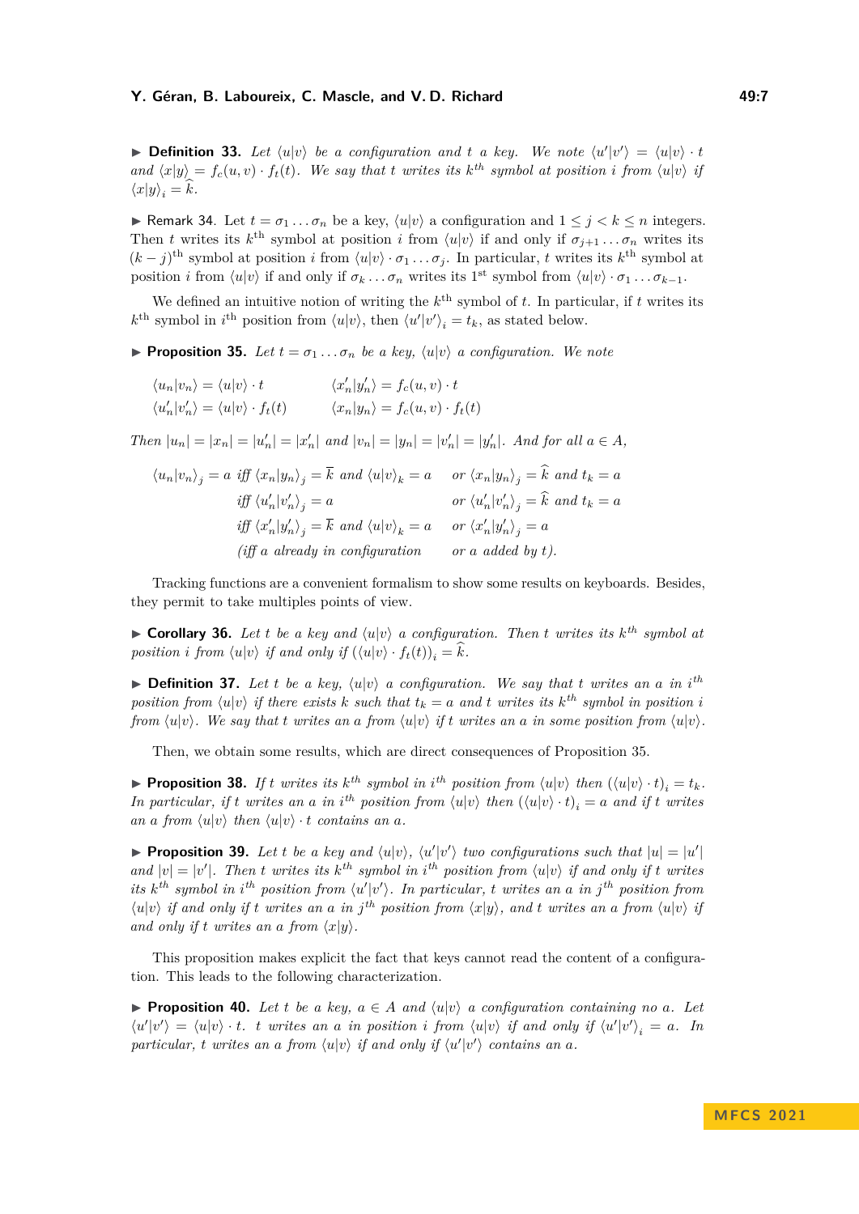▶ **Definition 33.** *Let $\langle u|v\rangle$ be a configuration and $t$ a key. We note $\langle u'|v'\rangle = \langle u|v\rangle \cdot t$ and $\langle x|y\rangle = f_c(u,v)\cdot f_t(t)$. We say that $t$ writes its $k^{th}$ symbol at position $i$ from $\langle u|v\rangle$ if $\langle x|y\rangle_i = \widehat{k}$.*

▶ Remark 34. Let $t = \sigma_1 \dots \sigma_n$ be a key, $\langle u|v\rangle$ a configuration and $1 \leq j < k \leq n$ integers. Then $t$ writes its $k^{\text{th}}$ symbol at position $i$ from $\langle u|v\rangle$ if and only if $\sigma_{j+1}\dots\sigma_n$ writes its $(k-j)^{\text{th}}$ symbol at position $i$ from $\langle u|v\rangle \cdot \sigma_1 \dots \sigma_j$. In particular, $t$ writes its $k^{\text{th}}$ symbol at position $i$ from $\langle u|v\rangle$ if and only if $\sigma_k \dots \sigma_n$ writes its $1^{\text{st}}$ symbol from $\langle u|v\rangle \cdot \sigma_1 \dots \sigma_{k-1}$.

We defined an intuitive notion of writing the $k^{\text{th}}$ symbol of $t$. In particular, if $t$ writes its $k^{\text{th}}$ symbol in $i^{\text{th}}$ position from $\langle u|v\rangle$, then $\langle u'|v'\rangle_i = t_k$, as stated below.

▶ **Proposition 35.** *Let $t = \sigma_1 \dots \sigma_n$ be a key, $\langle u|v\rangle$ a configuration. We note*

$$\langle u_n|v_n\rangle = \langle u|v\rangle \cdot t \qquad \langle x'_n|y'_n\rangle = f_c(u,v)\cdot t$$
$$\langle u'_n|v'_n\rangle = \langle u|v\rangle \cdot f_t(t) \qquad \langle x_n|y_n\rangle = f_c(u,v)\cdot f_t(t)$$

*Then $|u_n| = |x_n| = |u'_n| = |x'_n|$ and $|v_n| = |y_n| = |v'_n| = |y'_n|$. And for all $a \in A$,*

$$\begin{aligned}
\langle u_n|v_n\rangle_j = a \ &\text{iff } \langle x_n|y_n\rangle_j = \overline{k} \text{ and } \langle u|v\rangle_k = a && \text{or } \langle x_n|y_n\rangle_j = \widehat{k} \text{ and } t_k = a\\
&\text{iff } \langle u'_n|v'_n\rangle_j = a && \text{or } \langle u'_n|v'_n\rangle_j = \widehat{k} \text{ and } t_k = a\\
&\text{iff } \langle x'_n|y'_n\rangle_j = \overline{k} \text{ and } \langle u|v\rangle_k = a && \text{or } \langle x'_n|y'_n\rangle_j = a\\
&(\text{iff } a \text{ already in configuration} && \text{or } a \text{ added by } t).
\end{aligned}$$

Tracking functions are a convenient formalism to show some results on keyboards. Besides, they permit to take multiples points of view.

▶ **Corollary 36.** *Let $t$ be a key and $\langle u|v\rangle$ a configuration. Then $t$ writes its $k^{th}$ symbol at position $i$ from $\langle u|v\rangle$ if and only if $(\langle u|v\rangle \cdot f_t(t))_i = \widehat{k}$.*

▶ **Definition 37.** *Let $t$ be a key, $\langle u|v\rangle$ a configuration. We say that $t$ writes an $a$ in $i^{th}$ position from $\langle u|v\rangle$ if there exists $k$ such that $t_k = a$ and $t$ writes its $k^{th}$ symbol in position $i$ from $\langle u|v\rangle$. We say that $t$ writes an $a$ from $\langle u|v\rangle$ if $t$ writes an $a$ in some position from $\langle u|v\rangle$.*

Then, we obtain some results, which are direct consequences of Proposition 35.

▶ **Proposition 38.** *If $t$ writes its $k^{th}$ symbol in $i^{th}$ position from $\langle u|v\rangle$ then $(\langle u|v\rangle \cdot t)_i = t_k$. In particular, if $t$ writes an $a$ in $i^{th}$ position from $\langle u|v\rangle$ then $(\langle u|v\rangle \cdot t)_i = a$ and if $t$ writes an $a$ from $\langle u|v\rangle$ then $\langle u|v\rangle \cdot t$ contains an $a$.*

▶ **Proposition 39.** *Let $t$ be a key and $\langle u|v\rangle$, $\langle u'|v'\rangle$ two configurations such that $|u| = |u'|$ and $|v| = |v'|$. Then $t$ writes its $k^{th}$ symbol in $i^{th}$ position from $\langle u|v\rangle$ if and only if $t$ writes its $k^{th}$ symbol in $i^{th}$ position from $\langle u'|v'\rangle$. In particular, $t$ writes an $a$ in $j^{th}$ position from $\langle u|v\rangle$ if and only if $t$ writes an $a$ in $j^{th}$ position from $\langle x|y\rangle$, and $t$ writes an $a$ from $\langle u|v\rangle$ if and only if $t$ writes an $a$ from $\langle x|y\rangle$.*

This proposition makes explicit the fact that keys cannot read the content of a configuration. This leads to the following characterization.

▶ **Proposition 40.** *Let $t$ be a key, $a \in A$ and $\langle u|v\rangle$ a configuration containing no $a$. Let $\langle u'|v'\rangle = \langle u|v\rangle \cdot t$. $t$ writes an $a$ in position $i$ from $\langle u|v\rangle$ if and only if $\langle u'|v'\rangle_i = a$. In particular, $t$ writes an $a$ from $\langle u|v\rangle$ if and only if $\langle u'|v'\rangle$ contains an $a$.*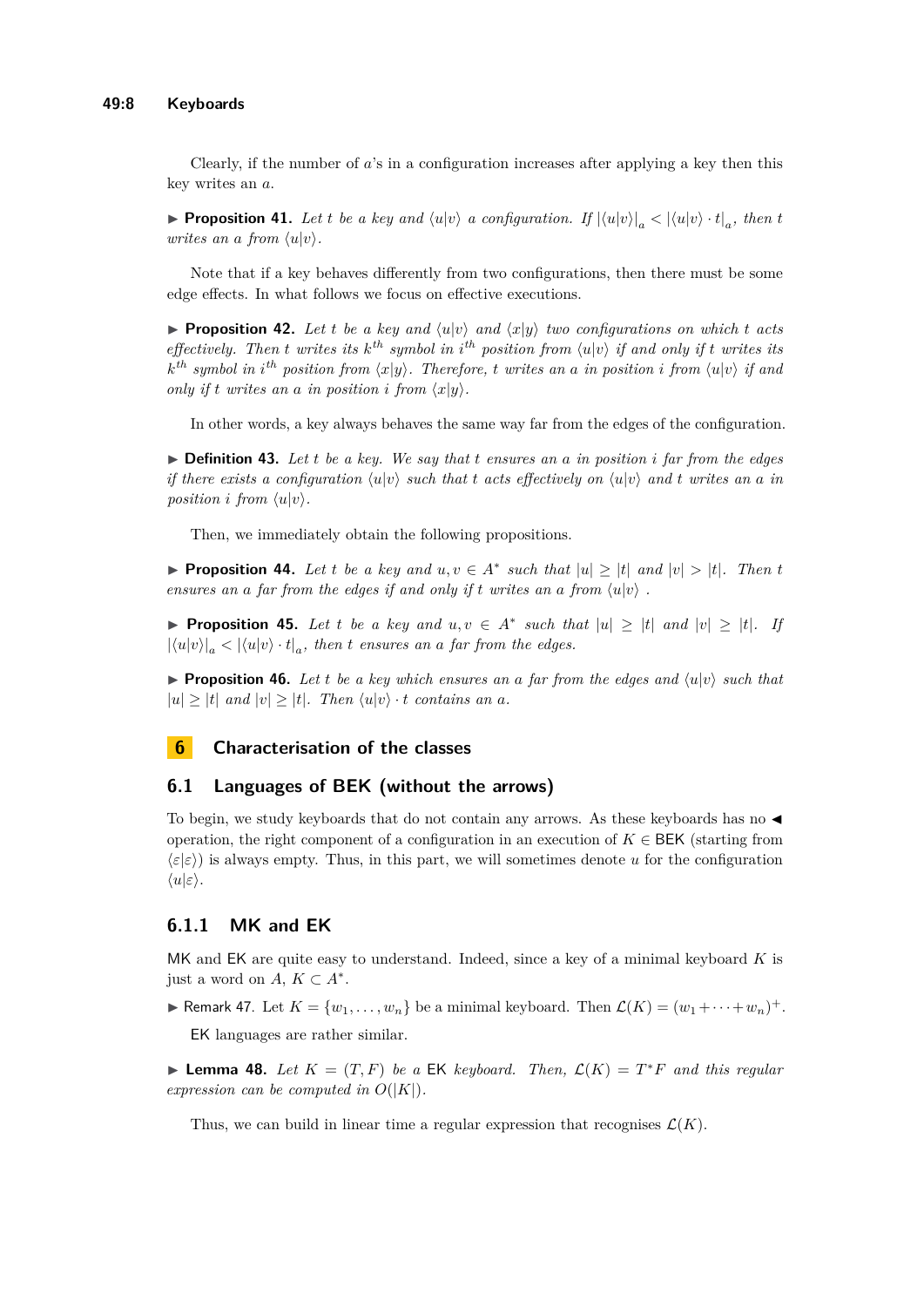Clearly, if the number of $a$'s in a configuration increases after applying a key then this key writes an $a$.

▶ **Proposition 41.** *Let $t$ be a key and $\langle u|v\rangle$ a configuration. If $|\langle u|v\rangle|_a < |\langle u|v\rangle \cdot t|_a$, then $t$ writes an $a$ from $\langle u|v\rangle$.*

Note that if a key behaves differently from two configurations, then there must be some edge effects. In what follows we focus on effective executions.

▶ **Proposition 42.** *Let $t$ be a key and $\langle u|v\rangle$ and $\langle x|y\rangle$ two configurations on which $t$ acts effectively. Then $t$ writes its $k^{th}$ symbol in $i^{th}$ position from $\langle u|v\rangle$ if and only if $t$ writes its $k^{th}$ symbol in $i^{th}$ position from $\langle x|y\rangle$. Therefore, $t$ writes an $a$ in position $i$ from $\langle u|v\rangle$ if and only if $t$ writes an $a$ in position $i$ from $\langle x|y\rangle$.*

In other words, a key always behaves the same way far from the edges of the configuration.

▶ **Definition 43.** *Let $t$ be a key. We say that $t$ ensures an $a$ in position $i$ far from the edges if there exists a configuration $\langle u|v\rangle$ such that $t$ acts effectively on $\langle u|v\rangle$ and $t$ writes an $a$ in position $i$ from $\langle u|v\rangle$.*

Then, we immediately obtain the following propositions.

▶ **Proposition 44.** *Let $t$ be a key and $u, v \in A^*$ such that $|u| \geq |t|$ and $|v| > |t|$. Then $t$ ensures an $a$ far from the edges if and only if $t$ writes an $a$ from $\langle u|v\rangle$ .*

▶ **Proposition 45.** *Let $t$ be a key and $u, v \in A^*$ such that $|u| \geq |t|$ and $|v| \geq |t|$. If $|\langle u|v\rangle|_a < |\langle u|v\rangle \cdot t|_a$, then $t$ ensures an $a$ far from the edges.*

▶ **Proposition 46.** *Let $t$ be a key which ensures an $a$ far from the edges and $\langle u|v\rangle$ such that $|u| \geq |t|$ and $|v| \geq |t|$. Then $\langle u|v\rangle \cdot t$ contains an $a$.*

# 6 Characterisation of the classes

## 6.1 Languages of BEK (without the arrows)

To begin, we study keyboards that do not contain any arrows. As these keyboards has no ◀ operation, the right component of a configuration in an execution of $K \in \mathsf{BEK}$ (starting from $\langle \varepsilon|\varepsilon\rangle$) is always empty. Thus, in this part, we will sometimes denote $u$ for the configuration $\langle u|\varepsilon\rangle$.

### 6.1.1 MK and EK

MK and EK are quite easy to understand. Indeed, since a key of a minimal keyboard $K$ is just a word on $A$, $K \subset A^*$.

▶ Remark 47. Let $K = \{w_1, \ldots, w_n\}$ be a minimal keyboard. Then $\mathcal{L}(K) = (w_1 + \cdots + w_n)^+$.

EK languages are rather similar.

▶ **Lemma 48.** *Let $K = (T, F)$ be a EK keyboard. Then, $\mathcal{L}(K) = T^*F$ and this regular expression can be computed in $O(|K|)$.*

Thus, we can build in linear time a regular expression that recognises $\mathcal{L}(K)$.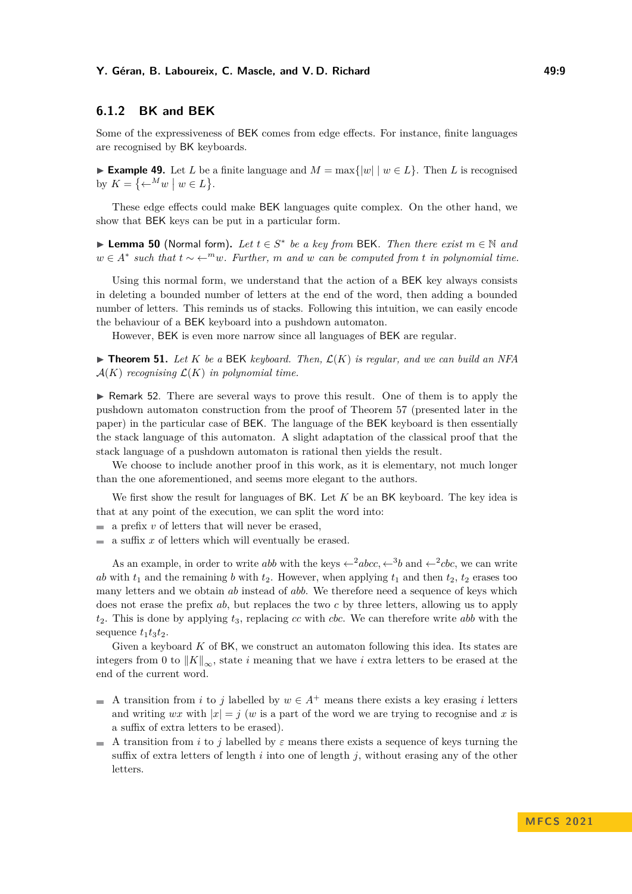### 6.1.2 BK and BEK

Some of the expressiveness of BEK comes from edge effects. For instance, finite languages are recognised by BK keyboards.

▶ **Example 49.** Let $L$ be a finite language and $M = \max\{|w| \mid w \in L\}$. Then $L$ is recognised by $K = \{\leftarrow^M w \mid w \in L\}$.

These edge effects could make BEK languages quite complex. On the other hand, we show that BEK keys can be put in a particular form.

▶ **Lemma 50** (Normal form). *Let $t \in S^*$ be a key from* BEK*. Then there exist $m \in \mathbb{N}$ and $w \in A^*$ such that $t \sim \leftarrow^m w$. Further, $m$ and $w$ can be computed from $t$ in polynomial time.*

Using this normal form, we understand that the action of a BEK key always consists in deleting a bounded number of letters at the end of the word, then adding a bounded number of letters. This reminds us of stacks. Following this intuition, we can easily encode the behaviour of a BEK keyboard into a pushdown automaton.

However, BEK is even more narrow since all languages of BEK are regular.

▶ **Theorem 51.** *Let $K$ be a* BEK *keyboard. Then, $\mathcal{L}(K)$ is regular, and we can build an NFA $\mathcal{A}(K)$ recognising $\mathcal{L}(K)$ in polynomial time.*

▶ Remark 52. There are several ways to prove this result. One of them is to apply the pushdown automaton construction from the proof of Theorem 57 (presented later in the paper) in the particular case of BEK. The language of the BEK keyboard is then essentially the stack language of this automaton. A slight adaptation of the classical proof that the stack language of a pushdown automaton is rational then yields the result.

We choose to include another proof in this work, as it is elementary, not much longer than the one aforementioned, and seems more elegant to the authors.

We first show the result for languages of BK. Let $K$ be an BK keyboard. The key idea is that at any point of the execution, we can split the word into:

- a prefix $v$ of letters that will never be erased,
- a suffix $x$ of letters which will eventually be erased.

As an example, in order to write $abb$ with the keys $\leftarrow^2 abcc, \leftarrow^3 b$ and $\leftarrow^2 cbc$, we can write $ab$ with $t_1$ and the remaining $b$ with $t_2$. However, when applying $t_1$ and then $t_2$, $t_2$ erases too many letters and we obtain $ab$ instead of $abb$. We therefore need a sequence of keys which does not erase the prefix $ab$, but replaces the two $c$ by three letters, allowing us to apply $t_2$. This is done by applying $t_3$, replacing $cc$ with $cbc$. We can therefore write $abb$ with the sequence $t_1 t_3 t_2$.

Given a keyboard $K$ of BK, we construct an automaton following this idea. Its states are integers from 0 to $\|K\|_\infty$, state $i$ meaning that we have $i$ extra letters to be erased at the end of the current word.

- A transition from $i$ to $j$ labelled by $w \in A^+$ means there exists a key erasing $i$ letters and writing $wx$ with $|x| = j$ ($w$ is a part of the word we are trying to recognise and $x$ is a suffix of extra letters to be erased).
- A transition from $i$ to $j$ labelled by $\varepsilon$ means there exists a sequence of keys turning the suffix of extra letters of length $i$ into one of length $j$, without erasing any of the other letters.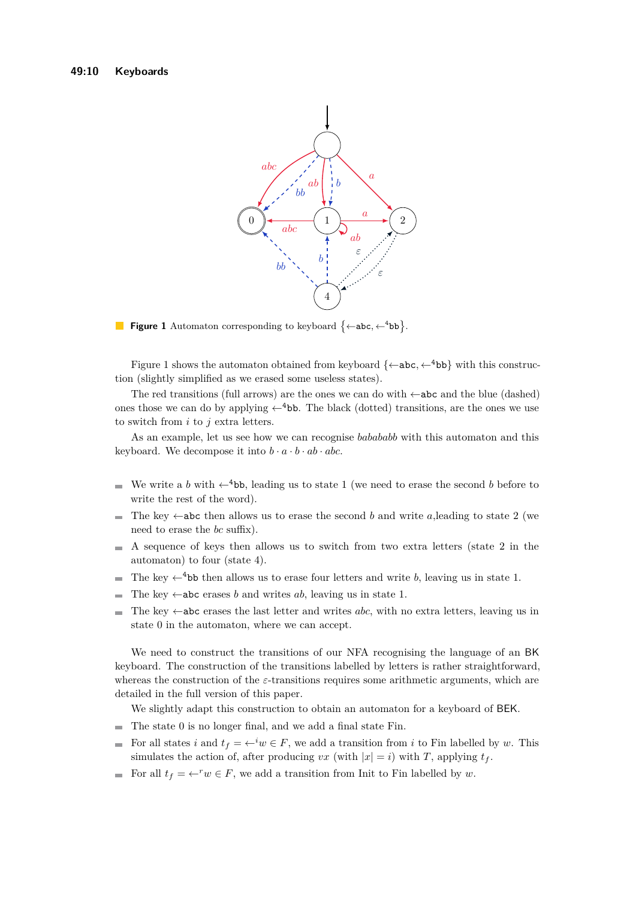Figure 1 Automaton corresponding to keyboard $\{\leftarrow\texttt{abc}, \leftarrow^4\texttt{bb}\}$.

Figure 1 shows the automaton obtained from keyboard $\{\leftarrow\texttt{abc}, \leftarrow^4\texttt{bb}\}$ with this construction (slightly simplified as we erased some useless states).

The red transitions (full arrows) are the ones we can do with $\leftarrow\texttt{abc}$ and the blue (dashed) ones those we can do by applying $\leftarrow^4\texttt{bb}$. The black (dotted) transitions, are the ones we use to switch from $i$ to $j$ extra letters.

As an example, let us see how we can recognise *babababb* with this automaton and this keyboard. We decompose it into $b \cdot a \cdot b \cdot ab \cdot abc$.

- We write a $b$ with $\leftarrow^4\texttt{bb}$, leading us to state 1 (we need to erase the second $b$ before to write the rest of the word).
- The key $\leftarrow\texttt{abc}$ then allows us to erase the second $b$ and write $a$,leading to state 2 (we need to erase the $bc$ suffix).
- A sequence of keys then allows us to switch from two extra letters (state 2 in the automaton) to four (state 4).
- The key $\leftarrow^4\texttt{bb}$ then allows us to erase four letters and write $b$, leaving us in state 1.
- The key $\leftarrow\texttt{abc}$ erases $b$ and writes $ab$, leaving us in state 1.
- The key $\leftarrow\texttt{abc}$ erases the last letter and writes $abc$, with no extra letters, leaving us in state 0 in the automaton, where we can accept.

We need to construct the transitions of our NFA recognising the language of an BK keyboard. The construction of the transitions labelled by letters is rather straightforward, whereas the construction of the $\varepsilon$-transitions requires some arithmetic arguments, which are detailed in the full version of this paper.

We slightly adapt this construction to obtain an automaton for a keyboard of BEK.

- The state 0 is no longer final, and we add a final state Fin.
- For all states $i$ and $t_f = \leftarrow^i w \in F$, we add a transition from $i$ to Fin labelled by $w$. This simulates the action of, after producing $vx$ (with $|x| = i$) with $T$, applying $t_f$.
- For all $t_f = \leftarrow^r w \in F$, we add a transition from Init to Fin labelled by $w$.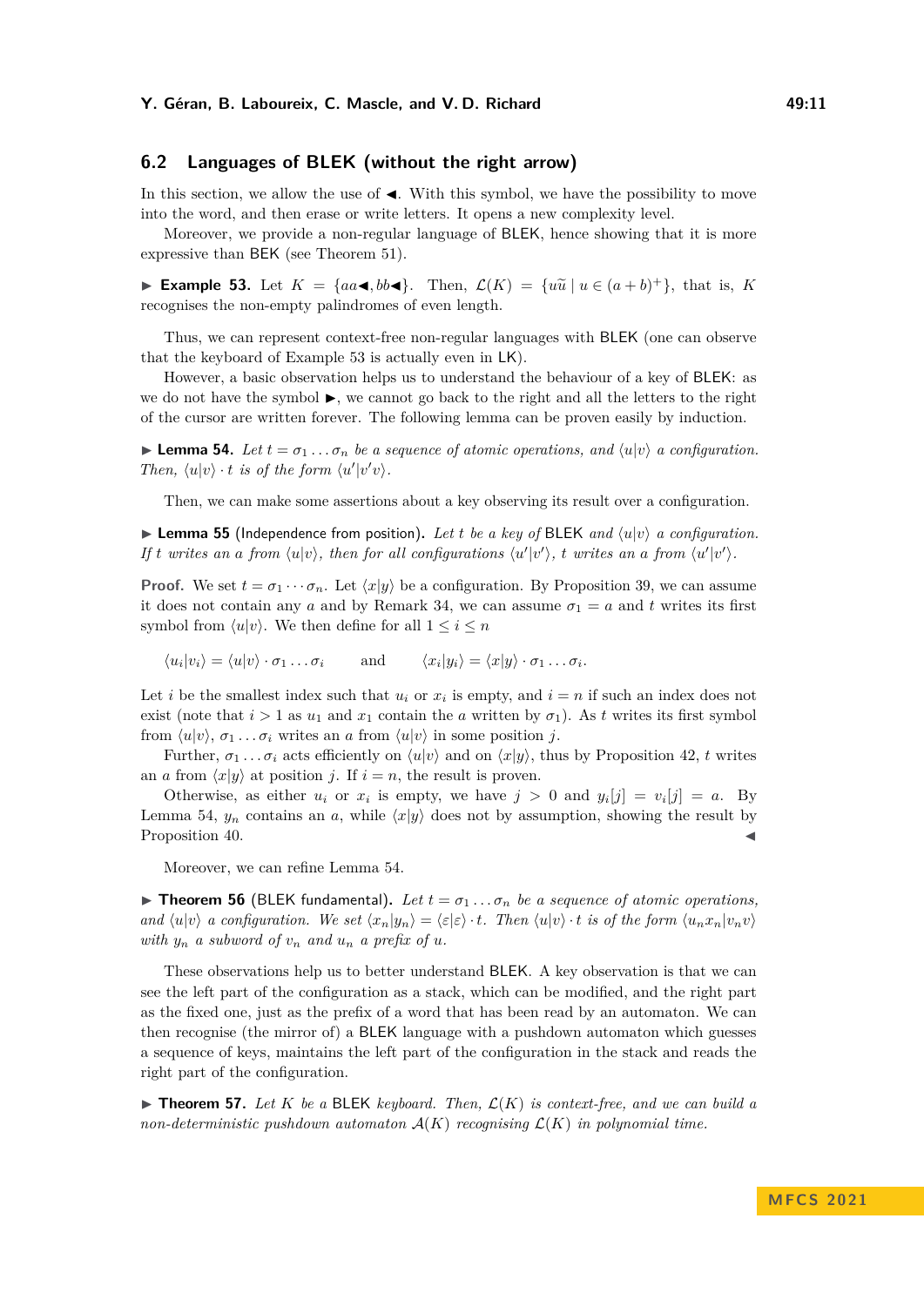## 6.2 Languages of BLEK (without the right arrow)

In this section, we allow the use of ◀. With this symbol, we have the possibility to move into the word, and then erase or write letters. It opens a new complexity level.

Moreover, we provide a non-regular language of BLEK, hence showing that it is more expressive than BEK (see Theorem 51).

▶ **Example 53.** Let $K = \{aa◀, bb◀\}$. Then, $\mathcal{L}(K) = \{u\tilde{u} \mid u \in (a+b)^+\}$, that is, $K$ recognises the non-empty palindromes of even length.

Thus, we can represent context-free non-regular languages with BLEK (one can observe that the keyboard of Example 53 is actually even in LK).

However, a basic observation helps us to understand the behaviour of a key of BLEK: as we do not have the symbol ▶, we cannot go back to the right and all the letters to the right of the cursor are written forever. The following lemma can be proven easily by induction.

▶ **Lemma 54.** *Let $t = \sigma_1 \dots \sigma_n$ be a sequence of atomic operations, and $\langle u|v\rangle$ a configuration. Then, $\langle u|v\rangle \cdot t$ is of the form $\langle u'|v'v\rangle$.*

Then, we can make some assertions about a key observing its result over a configuration.

▶ **Lemma 55** (Independence from position)**.** *Let $t$ be a key of BLEK and $\langle u|v\rangle$ a configuration. If $t$ writes an $a$ from $\langle u|v\rangle$, then for all configurations $\langle u'|v'\rangle$, $t$ writes an $a$ from $\langle u'|v'\rangle$.*

**Proof.** We set $t = \sigma_1 \cdots \sigma_n$. Let $\langle x|y\rangle$ be a configuration. By Proposition 39, we can assume it does not contain any $a$ and by Remark 34, we can assume $\sigma_1 = a$ and $t$ writes its first symbol from $\langle u|v\rangle$. We then define for all $1 \leq i \leq n$

$$\langle u_i|v_i\rangle = \langle u|v\rangle \cdot \sigma_1 \dots \sigma_i \qquad \text{and} \qquad \langle x_i|y_i\rangle = \langle x|y\rangle \cdot \sigma_1 \dots \sigma_i.$$

Let $i$ be the smallest index such that $u_i$ or $x_i$ is empty, and $i = n$ if such an index does not exist (note that $i > 1$ as $u_1$ and $x_1$ contain the $a$ written by $\sigma_1$). As $t$ writes its first symbol from $\langle u|v\rangle$, $\sigma_1 \dots \sigma_i$ writes an $a$ from $\langle u|v\rangle$ in some position $j$.

Further, $\sigma_1 \dots \sigma_i$ acts efficiently on $\langle u|v\rangle$ and on $\langle x|y\rangle$, thus by Proposition 42, $t$ writes an $a$ from $\langle x|y\rangle$ at position $j$. If $i = n$, the result is proven.

Otherwise, as either $u_i$ or $x_i$ is empty, we have $j > 0$ and $y_i[j] = v_i[j] = a$. By Lemma 54, $y_n$ contains an $a$, while $\langle x|y\rangle$ does not by assumption, showing the result by Proposition 40. ◀

Moreover, we can refine Lemma 54.

▶ **Theorem 56** (BLEK fundamental)**.** *Let $t = \sigma_1 \dots \sigma_n$ be a sequence of atomic operations, and $\langle u|v\rangle$ a configuration. We set $\langle x_n|y_n\rangle = \langle \varepsilon|\varepsilon\rangle \cdot t$. Then $\langle u|v\rangle \cdot t$ is of the form $\langle u_n x_n|v_n v\rangle$ with $y_n$ a subword of $v_n$ and $u_n$ a prefix of $u$.*

These observations help us to better understand BLEK. A key observation is that we can see the left part of the configuration as a stack, which can be modified, and the right part as the fixed one, just as the prefix of a word that has been read by an automaton. We can then recognise (the mirror of) a BLEK language with a pushdown automaton which guesses a sequence of keys, maintains the left part of the configuration in the stack and reads the right part of the configuration.

▶ **Theorem 57.** *Let $K$ be a BLEK keyboard. Then, $\mathcal{L}(K)$ is context-free, and we can build a non-deterministic pushdown automaton $\mathcal{A}(K)$ recognising $\mathcal{L}(K)$ in polynomial time.*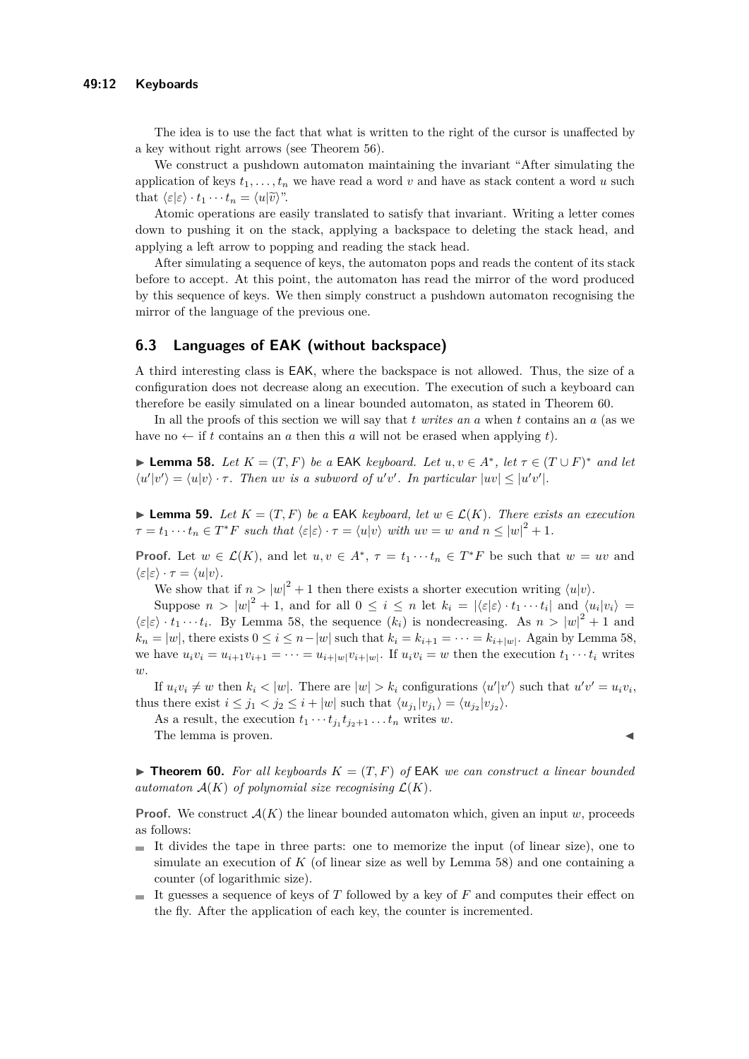The idea is to use the fact that what is written to the right of the cursor is unaffected by a key without right arrows (see Theorem 56).

We construct a pushdown automaton maintaining the invariant "After simulating the application of keys $t_1, \ldots, t_n$ we have read a word $v$ and have as stack content a word $u$ such that $\langle \varepsilon | \varepsilon \rangle \cdot t_1 \cdots t_n = \langle u | \widetilde{v} \rangle$".

Atomic operations are easily translated to satisfy that invariant. Writing a letter comes down to pushing it on the stack, applying a backspace to deleting the stack head, and applying a left arrow to popping and reading the stack head.

After simulating a sequence of keys, the automaton pops and reads the content of its stack before to accept. At this point, the automaton has read the mirror of the word produced by this sequence of keys. We then simply construct a pushdown automaton recognising the mirror of the language of the previous one.

## 6.3 Languages of EAK (without backspace)

A third interesting class is EAK, where the backspace is not allowed. Thus, the size of a configuration does not decrease along an execution. The execution of such a keyboard can therefore be easily simulated on a linear bounded automaton, as stated in Theorem 60.

In all the proofs of this section we will say that $t$ *writes an* $a$ when $t$ contains an $a$ (as we have no $\leftarrow$ if $t$ contains an $a$ then this $a$ will not be erased when applying $t$).

▶ **Lemma 58.** *Let $K = (T, F)$ be a* EAK *keyboard. Let $u, v \in A^*$, let $\tau \in (T \cup F)^*$ and let $\langle u' | v' \rangle = \langle u | v \rangle \cdot \tau$. Then $uv$ is a subword of $u'v'$. In particular $|uv| \leq |u'v'|$.*

▶ **Lemma 59.** *Let $K = (T, F)$ be a* EAK *keyboard, let $w \in \mathcal{L}(K)$. There exists an execution $\tau = t_1 \cdots t_n \in T^*F$ such that $\langle \varepsilon | \varepsilon \rangle \cdot \tau = \langle u | v \rangle$ with $uv = w$ and $n \leq |w|^2 + 1$.*

**Proof.** Let $w \in \mathcal{L}(K)$, and let $u, v \in A^*$, $\tau = t_1 \cdots t_n \in T^*F$ be such that $w = uv$ and $\langle \varepsilon | \varepsilon \rangle \cdot \tau = \langle u | v \rangle$.

We show that if $n > |w|^2 + 1$ then there exists a shorter execution writing $\langle u | v \rangle$.

Suppose $n > |w|^2 + 1$, and for all $0 \leq i \leq n$ let $k_i = |\langle \varepsilon | \varepsilon \rangle \cdot t_1 \cdots t_i|$ and $\langle u_i | v_i \rangle = \langle \varepsilon | \varepsilon \rangle \cdot t_1 \cdots t_i$. By Lemma 58, the sequence $(k_i)$ is nondecreasing. As $n > |w|^2 + 1$ and $k_n = |w|$, there exists $0 \leq i \leq n - |w|$ such that $k_i = k_{i+1} = \cdots = k_{i+|w|}$. Again by Lemma 58, we have $u_i v_i = u_{i+1} v_{i+1} = \cdots = u_{i+|w|} v_{i+|w|}$. If $u_i v_i = w$ then the execution $t_1 \cdots t_i$ writes $w$.

If $u_i v_i \neq w$ then $k_i < |w|$. There are $|w| > k_i$ configurations $\langle u' | v' \rangle$ such that $u'v' = u_i v_i$, thus there exist $i \leq j_1 < j_2 \leq i + |w|$ such that $\langle u_{j_1} | v_{j_1} \rangle = \langle u_{j_2} | v_{j_2} \rangle$.

As a result, the execution $t_1 \cdots t_{j_1} t_{j_2+1} \ldots t_n$ writes $w$.

The lemma is proven. ◀

▶ **Theorem 60.** *For all keyboards $K = (T, F)$ of* EAK *we can construct a linear bounded automaton $\mathcal{A}(K)$ of polynomial size recognising $\mathcal{L}(K)$.*

**Proof.** We construct $\mathcal{A}(K)$ the linear bounded automaton which, given an input $w$, proceeds as follows:

- It divides the tape in three parts: one to memorize the input (of linear size), one to simulate an execution of $K$ (of linear size as well by Lemma 58) and one containing a counter (of logarithmic size).
- It guesses a sequence of keys of $T$ followed by a key of $F$ and computes their effect on the fly. After the application of each key, the counter is incremented.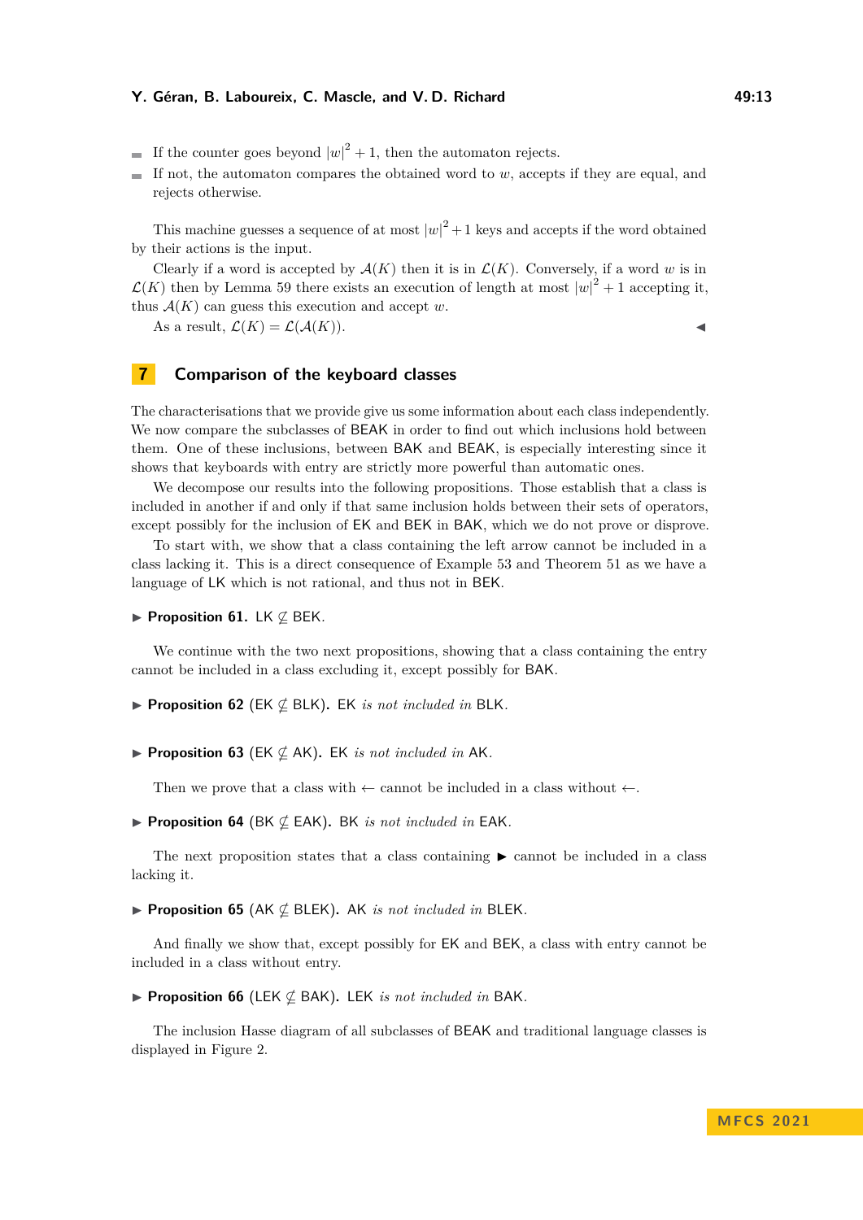- If the counter goes beyond $|w|^2 + 1$, then the automaton rejects.
- If not, the automaton compares the obtained word to $w$, accepts if they are equal, and rejects otherwise.

This machine guesses a sequence of at most $|w|^2 + 1$ keys and accepts if the word obtained by their actions is the input.

Clearly if a word is accepted by $\mathcal{A}(K)$ then it is in $\mathcal{L}(K)$. Conversely, if a word $w$ is in $\mathcal{L}(K)$ then by Lemma 59 there exists an execution of length at most $|w|^2 + 1$ accepting it, thus $\mathcal{A}(K)$ can guess this execution and accept $w$.

As a result, $\mathcal{L}(K) = \mathcal{L}(\mathcal{A}(K))$. ◀

## 7 Comparison of the keyboard classes

The characterisations that we provide give us some information about each class independently. We now compare the subclasses of BEAK in order to find out which inclusions hold between them. One of these inclusions, between BAK and BEAK, is especially interesting since it shows that keyboards with entry are strictly more powerful than automatic ones.

We decompose our results into the following propositions. Those establish that a class is included in another if and only if that same inclusion holds between their sets of operators, except possibly for the inclusion of EK and BEK in BAK, which we do not prove or disprove.

To start with, we show that a class containing the left arrow cannot be included in a class lacking it. This is a direct consequence of Example 53 and Theorem 51 as we have a language of LK which is not rational, and thus not in BEK.

▶ **Proposition 61.** LK $\not\subseteq$ BEK.

We continue with the two next propositions, showing that a class containing the entry cannot be included in a class excluding it, except possibly for BAK.

▶ **Proposition 62** (EK $\not\subseteq$ BLK)**.** EK *is not included in* BLK.

▶ **Proposition 63** (EK $\not\subseteq$ AK)**.** EK *is not included in* AK.

Then we prove that a class with $\leftarrow$ cannot be included in a class without $\leftarrow$.

▶ **Proposition 64** (BK $\not\subseteq$ EAK)**.** BK *is not included in* EAK.

The next proposition states that a class containing ► cannot be included in a class lacking it.

▶ **Proposition 65** (AK $\not\subseteq$ BLEK)**.** AK *is not included in* BLEK.

And finally we show that, except possibly for EK and BEK, a class with entry cannot be included in a class without entry.

▶ **Proposition 66** (LEK $\not\subseteq$ BAK)**.** LEK *is not included in* BAK.

The inclusion Hasse diagram of all subclasses of BEAK and traditional language classes is displayed in Figure 2.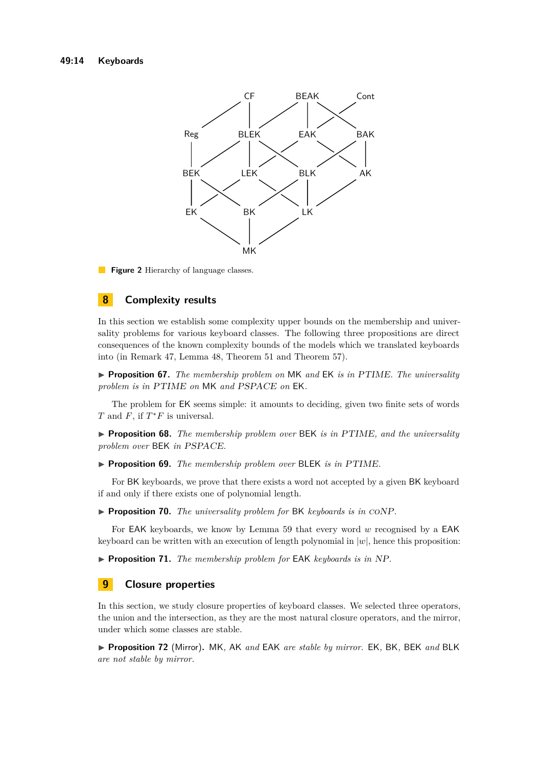Figure 2 Hierarchy of language classes.

## 8 Complexity results

In this section we establish some complexity upper bounds on the membership and universality problems for various keyboard classes. The following three propositions are direct consequences of the known complexity bounds of the models which we translated keyboards into (in Remark 47, Lemma 48, Theorem 51 and Theorem 57).

▶ **Proposition 67.** *The membership problem on* MK *and* EK *is in PTIME. The universality problem is in PTIME on* MK *and PSPACE on* EK*.*

The problem for EK seems simple: it amounts to deciding, given two finite sets of words $T$ and $F$, if $T^*F$ is universal.

▶ **Proposition 68.** *The membership problem over* BEK *is in PTIME, and the universality problem over* BEK *in PSPACE.*

▶ **Proposition 69.** *The membership problem over* BLEK *is in PTIME.*

For BK keyboards, we prove that there exists a word not accepted by a given BK keyboard if and only if there exists one of polynomial length.

▶ **Proposition 70.** *The universality problem for* BK *keyboards is in coNP.*

For EAK keyboards, we know by Lemma 59 that every word $w$ recognised by a EAK keyboard can be written with an execution of length polynomial in $|w|$, hence this proposition:

▶ **Proposition 71.** *The membership problem for* EAK *keyboards is in NP.*

## 9 Closure properties

In this section, we study closure properties of keyboard classes. We selected three operators, the union and the intersection, as they are the most natural closure operators, and the mirror, under which some classes are stable.

▶ **Proposition 72** (Mirror)**.** MK*,* AK *and* EAK *are stable by mirror.* EK*,* BK*,* BEK *and* BLK *are not stable by mirror.*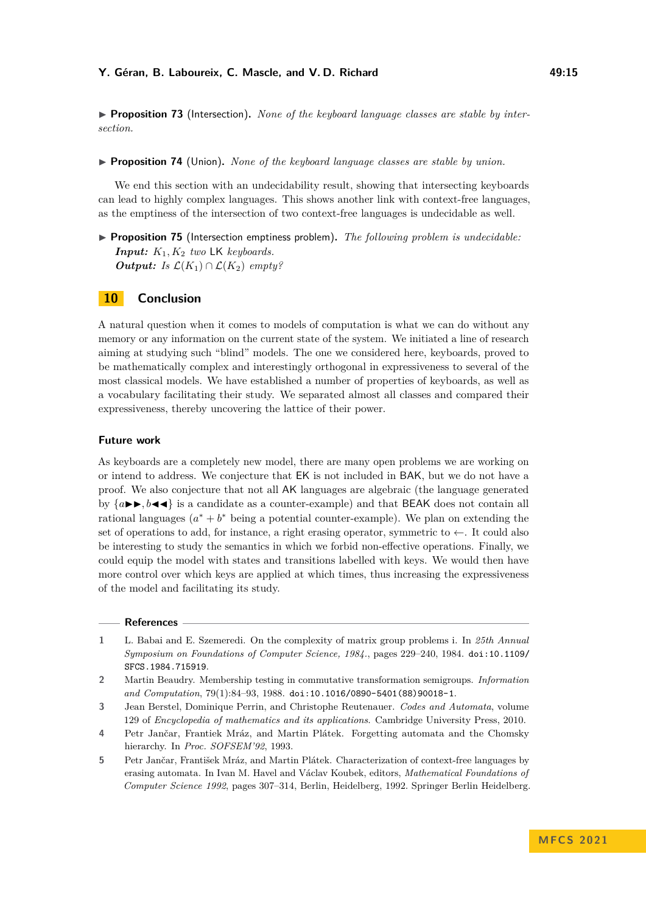▶ **Proposition 73** (Intersection). *None of the keyboard language classes are stable by intersection.*

▶ **Proposition 74** (Union). *None of the keyboard language classes are stable by union.*

We end this section with an undecidability result, showing that intersecting keyboards can lead to highly complex languages. This shows another link with context-free languages, as the emptiness of the intersection of two context-free languages is undecidable as well.

▶ **Proposition 75** (Intersection emptiness problem). *The following problem is undecidable:*
***Input:*** *$K_1, K_2$ two* LK *keyboards.*
***Output:*** *Is $\mathcal{L}(K_1) \cap \mathcal{L}(K_2)$ empty?*

## 10 Conclusion

A natural question when it comes to models of computation is what we can do without any memory or any information on the current state of the system. We initiated a line of research aiming at studying such "blind" models. The one we considered here, keyboards, proved to be mathematically complex and interestingly orthogonal in expressiveness to several of the most classical models. We have established a number of properties of keyboards, as well as a vocabulary facilitating their study. We separated almost all classes and compared their expressiveness, thereby uncovering the lattice of their power.

### Future work

As keyboards are a completely new model, there are many open problems we are working on or intend to address. We conjecture that EK is not included in BAK, but we do not have a proof. We also conjecture that not all AK languages are algebraic (the language generated by $\{a{\blacktriangleright}{\blacktriangleright}, b{\blacktriangleleft}{\blacktriangleleft}\}$ is a candidate as a counter-example) and that BEAK does not contain all rational languages ($a^* + b^*$ being a potential counter-example). We plan on extending the set of operations to add, for instance, a right erasing operator, symmetric to $\leftarrow$. It could also be interesting to study the semantics in which we forbid non-effective operations. Finally, we could equip the model with states and transitions labelled with keys. We would then have more control over which keys are applied at which times, thus increasing the expressiveness of the model and facilitating its study.

## References

1. L. Babai and E. Szemeredi. On the complexity of matrix group problems i. In *25th Annual Symposium on Foundations of Computer Science, 1984.*, pages 229–240, 1984. doi:10.1109/SFCS.1984.715919.
2. Martin Beaudry. Membership testing in commutative transformation semigroups. *Information and Computation*, 79(1):84–93, 1988. doi:10.1016/0890-5401(88)90018-1.
3. Jean Berstel, Dominique Perrin, and Christophe Reutenauer. *Codes and Automata*, volume 129 of *Encyclopedia of mathematics and its applications*. Cambridge University Press, 2010.
4. Petr Jančar, Frantiek Mráz, and Martin Plátek. Forgetting automata and the Chomsky hierarchy. In *Proc. SOFSEM'92*, 1993.
5. Petr Jančar, František Mráz, and Martin Plátek. Characterization of context-free languages by erasing automata. In Ivan M. Havel and Václav Koubek, editors, *Mathematical Foundations of Computer Science 1992*, pages 307–314, Berlin, Heidelberg, 1992. Springer Berlin Heidelberg.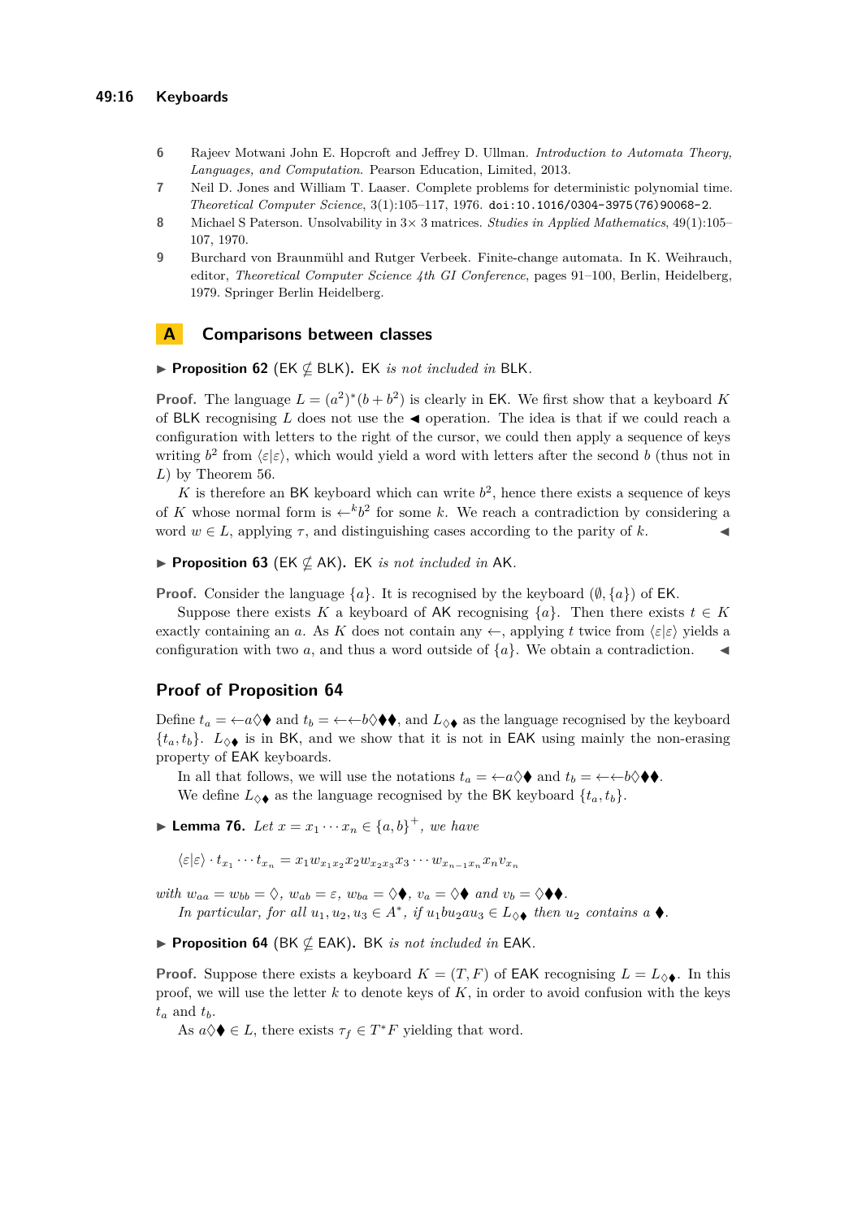6 Rajeev Motwani John E. Hopcroft and Jeffrey D. Ullman. *Introduction to Automata Theory, Languages, and Computation*. Pearson Education, Limited, 2013.

7 Neil D. Jones and William T. Laaser. Complete problems for deterministic polynomial time. *Theoretical Computer Science*, 3(1):105–117, 1976. doi:10.1016/0304-3975(76)90068-2.

8 Michael S Paterson. Unsolvability in 3× 3 matrices. *Studies in Applied Mathematics*, 49(1):105–107, 1970.

9 Burchard von Braunmühl and Rutger Verbeek. Finite-change automata. In K. Weihrauch, editor, *Theoretical Computer Science 4th GI Conference*, pages 91–100, Berlin, Heidelberg, 1979. Springer Berlin Heidelberg.

# A Comparisons between classes

▶ **Proposition 62** (EK $\not\subseteq$ BLK)**.** EK *is not included in* BLK.

**Proof.** The language $L = (a^2)^*(b + b^2)$ is clearly in EK. We first show that a keyboard $K$ of BLK recognising $L$ does not use the ◄ operation. The idea is that if we could reach a configuration with letters to the right of the cursor, we could then apply a sequence of keys writing $b^2$ from $\langle \varepsilon | \varepsilon \rangle$, which would yield a word with letters after the second $b$ (thus not in $L$) by Theorem 56.

$K$ is therefore an BK keyboard which can write $b^2$, hence there exists a sequence of keys of $K$ whose normal form is $\leftarrow^k b^2$ for some $k$. We reach a contradiction by considering a word $w \in L$, applying $\tau$, and distinguishing cases according to the parity of $k$. ◄

▶ **Proposition 63** (EK $\not\subseteq$ AK)**.** EK *is not included in* AK.

**Proof.** Consider the language $\{a\}$. It is recognised by the keyboard $(\emptyset, \{a\})$ of EK.

Suppose there exists $K$ a keyboard of AK recognising $\{a\}$. Then there exists $t \in K$ exactly containing an $a$. As $K$ does not contain any $\leftarrow$, applying $t$ twice from $\langle \varepsilon | \varepsilon \rangle$ yields a configuration with two $a$, and thus a word outside of $\{a\}$. We obtain a contradiction. ◄

## Proof of Proposition 64

Define $t_a = \leftarrow a \lozenge \blacklozenge$ and $t_b = \leftarrow \leftarrow b \lozenge \blacklozenge \blacklozenge$, and $L_{\lozenge \blacklozenge}$ as the language recognised by the keyboard $\{t_a, t_b\}$. $L_{\lozenge \blacklozenge}$ is in BK, and we show that it is not in EAK using mainly the non-erasing property of EAK keyboards.

In all that follows, we will use the notations $t_a = \leftarrow a \lozenge \blacklozenge$ and $t_b = \leftarrow \leftarrow b \lozenge \blacklozenge \blacklozenge$.

We define $L_{\lozenge \blacklozenge}$ as the language recognised by the BK keyboard $\{t_a, t_b\}$.

▶ **Lemma 76.** *Let $x = x_1 \cdots x_n \in \{a, b\}^+$, we have*

$$\langle \varepsilon | \varepsilon \rangle \cdot t_{x_1} \cdots t_{x_n} = x_1 w_{x_1 x_2} x_2 w_{x_2 x_3} x_3 \cdots w_{x_{n-1} x_n} x_n v_{x_n}$$

*with $w_{aa} = w_{bb} = \lozenge$, $w_{ab} = \varepsilon$, $w_{ba} = \lozenge \blacklozenge$, $v_a = \lozenge \blacklozenge$ and $v_b = \lozenge \blacklozenge \blacklozenge$.*

*In particular, for all $u_1, u_2, u_3 \in A^*$, if $u_1 b u_2 a u_3 \in L_{\lozenge \blacklozenge}$ then $u_2$ contains a $\blacklozenge$.*

▶ **Proposition 64** (BK $\not\subseteq$ EAK)**.** BK *is not included in* EAK.

**Proof.** Suppose there exists a keyboard $K = (T, F)$ of EAK recognising $L = L_{\lozenge \blacklozenge}$. In this proof, we will use the letter $k$ to denote keys of $K$, in order to avoid confusion with the keys $t_a$ and $t_b$.

As $a \lozenge \blacklozenge \in L$, there exists $\tau_f \in T^* F$ yielding that word.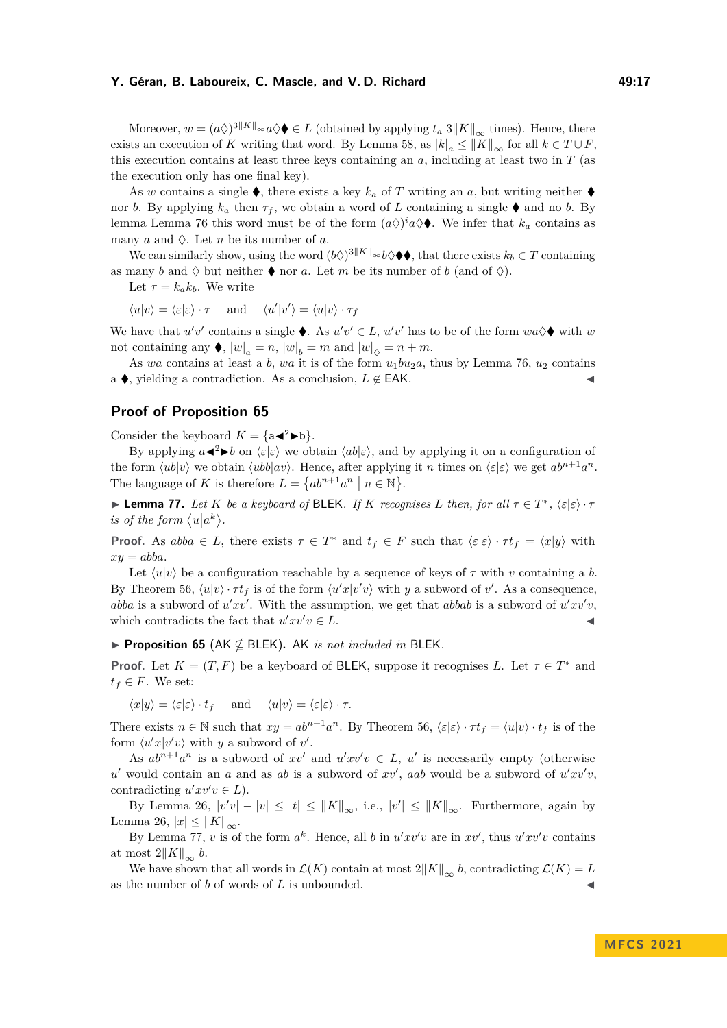Moreover, $w = (a\lozenge)^{3\|K\|_\infty} a\lozenge\blacklozenge \in L$ (obtained by applying $t_a$ $3\|K\|_\infty$ times). Hence, there exists an execution of $K$ writing that word. By Lemma 58, as $|k|_a \leq \|K\|_\infty$ for all $k \in T \cup F$, this execution contains at least three keys containing an $a$, including at least two in $T$ (as the execution only has one final key).

As $w$ contains a single $\blacklozenge$, there exists a key $k_a$ of $T$ writing an $a$, but writing neither $\blacklozenge$ nor $b$. By applying $k_a$ then $\tau_f$, we obtain a word of $L$ containing a single $\blacklozenge$ and no $b$. By lemma Lemma 76 this word must be of the form $(a\lozenge)^i a\lozenge\blacklozenge$. We infer that $k_a$ contains as many $a$ and $\lozenge$. Let $n$ be its number of $a$.

We can similarly show, using the word $(b\lozenge)^{3\|K\|_\infty} b\lozenge\blacklozenge\blacklozenge$, that there exists $k_b \in T$ containing as many $b$ and $\lozenge$ but neither $\blacklozenge$ nor $a$. Let $m$ be its number of $b$ (and of $\lozenge$).

Let $\tau = k_a k_b$. We write

$$\langle u|v\rangle = \langle \varepsilon|\varepsilon\rangle \cdot \tau \quad \text{and} \quad \langle u'|v'\rangle = \langle u|v\rangle \cdot \tau_f$$

We have that $u'v'$ contains a single $\blacklozenge$. As $u'v' \in L$, $u'v'$ has to be of the form $wa\lozenge\blacklozenge$ with $w$ not containing any $\blacklozenge$, $|w|_a = n$, $|w|_b = m$ and $|w|_\lozenge = n + m$.

As $wa$ contains at least a $b$, $wa$ it is of the form $u_1 b u_2 a$, thus by Lemma 76, $u_2$ contains a $\blacklozenge$, yielding a contradiction. As a conclusion, $L \notin \mathsf{EAK}$. ◀

## Proof of Proposition 65

Consider the keyboard $K = \{\mathtt{a}\blacktriangleleft^2\blacktriangleright\mathtt{b}\}$.

By applying $a\blacktriangleleft^2\blacktriangleright b$ on $\langle\varepsilon|\varepsilon\rangle$ we obtain $\langle ab|\varepsilon\rangle$, and by applying it on a configuration of the form $\langle ub|v\rangle$ we obtain $\langle ubb|av\rangle$. Hence, after applying it $n$ times on $\langle\varepsilon|\varepsilon\rangle$ we get $ab^{n+1}a^n$. The language of $K$ is therefore $L = \{ab^{n+1}a^n \mid n \in \mathbb{N}\}$.

▶ **Lemma 77.** *Let $K$ be a keyboard of* BLEK*. If $K$ recognises $L$ then, for all $\tau \in T^*$, $\langle\varepsilon|\varepsilon\rangle \cdot \tau$ is of the form $\langle u|a^k\rangle$.*

**Proof.** As $abba \in L$, there exists $\tau \in T^*$ and $t_f \in F$ such that $\langle\varepsilon|\varepsilon\rangle \cdot \tau t_f = \langle x|y\rangle$ with $xy = abba$.

Let $\langle u|v\rangle$ be a configuration reachable by a sequence of keys of $\tau$ with $v$ containing a $b$. By Theorem 56, $\langle u|v\rangle \cdot \tau t_f$ is of the form $\langle u'x|v'v\rangle$ with $y$ a subword of $v'$. As a consequence, $abba$ is a subword of $u'xv'$. With the assumption, we get that $abbab$ is a subword of $u'xv'v$, which contradicts the fact that $u'xv'v \in L$. ◀

▶ **Proposition 65** (AK $\not\subseteq$ BLEK)**.** AK *is not included in* BLEK*.*

**Proof.** Let $K = (T, F)$ be a keyboard of BLEK, suppose it recognises $L$. Let $\tau \in T^*$ and $t_f \in F$. We set:

$$\langle x|y\rangle = \langle\varepsilon|\varepsilon\rangle \cdot t_f \quad \text{and} \quad \langle u|v\rangle = \langle\varepsilon|\varepsilon\rangle \cdot \tau.$$

There exists $n \in \mathbb{N}$ such that $xy = ab^{n+1}a^n$. By Theorem 56, $\langle\varepsilon|\varepsilon\rangle \cdot \tau t_f = \langle u|v\rangle \cdot t_f$ is of the form $\langle u'x|v'v\rangle$ with $y$ a subword of $v'$.

As $ab^{n+1}a^n$ is a subword of $xv'$ and $u'xv'v \in L$, $u'$ is necessarily empty (otherwise $u'$ would contain an $a$ and as $ab$ is a subword of $xv'$, $aab$ would be a subword of $u'xv'v$, contradicting $u'xv'v \in L$).

By Lemma 26, $|v'v| - |v| \leq |t| \leq \|K\|_\infty$, i.e., $|v'| \leq \|K\|_\infty$. Furthermore, again by Lemma 26, $|x| \leq \|K\|_\infty$.

By Lemma 77, $v$ is of the form $a^k$. Hence, all $b$ in $u'xv'v$ are in $xv'$, thus $u'xv'v$ contains at most $2\|K\|_\infty$ $b$.

We have shown that all words in $\mathcal{L}(K)$ contain at most $2\|K\|_\infty$ $b$, contradicting $\mathcal{L}(K) = L$ as the number of $b$ of words of $L$ is unbounded. ◀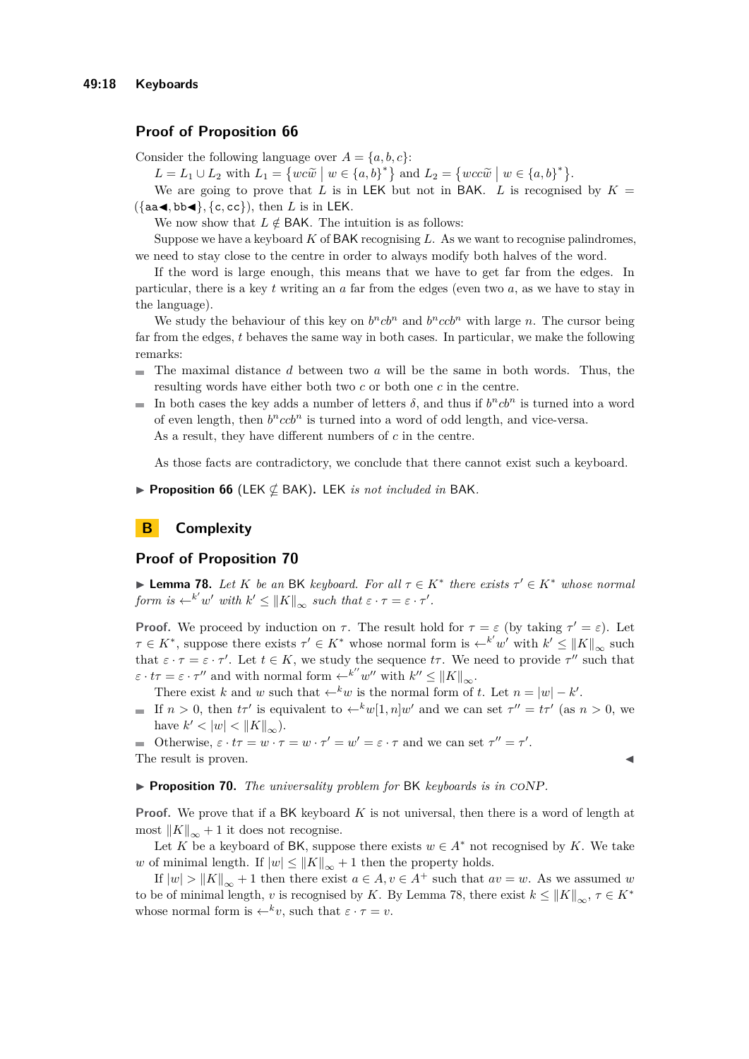## Proof of Proposition 66

Consider the following language over $A = \{a, b, c\}$:

$L = L_1 \cup L_2$ with $L_1 = \{wc\widetilde{w} \mid w \in \{a,b\}^*\}$ and $L_2 = \{wcc\widetilde{w} \mid w \in \{a,b\}^*\}$.

We are going to prove that $L$ is in LEK but not in BAK. $L$ is recognised by $K = (\{\mathsf{aa}\blacktriangleleft, \mathsf{bb}\blacktriangleleft\}, \{\mathsf{c}, \mathsf{cc}\})$, then $L$ is in LEK.

We now show that $L \notin$ BAK. The intuition is as follows:

Suppose we have a keyboard $K$ of BAK recognising $L$. As we want to recognise palindromes, we need to stay close to the centre in order to always modify both halves of the word.

If the word is large enough, this means that we have to get far from the edges. In particular, there is a key $t$ writing an $a$ far from the edges (even two $a$, as we have to stay in the language).

We study the behaviour of this key on $b^n cb^n$ and $b^n ccb^n$ with large $n$. The cursor being far from the edges, $t$ behaves the same way in both cases. In particular, we make the following remarks:

- The maximal distance $d$ between two $a$ will be the same in both words. Thus, the resulting words have either both two $c$ or both one $c$ in the centre.
- In both cases the key adds a number of letters $\delta$, and thus if $b^n cb^n$ is turned into a word of even length, then $b^n ccb^n$ is turned into a word of odd length, and vice-versa.

  As a result, they have different numbers of $c$ in the centre.

As those facts are contradictory, we conclude that there cannot exist such a keyboard.

▶ **Proposition 66** (LEK $\not\subseteq$ BAK)**.** LEK *is not included in* BAK.

# B Complexity

## Proof of Proposition 70

▶ **Lemma 78.** *Let $K$ be an* BK *keyboard. For all $\tau \in K^*$ there exists $\tau' \in K^*$ whose normal form is $\leftarrow^{k'} w'$ with $k' \leq \|K\|_\infty$ such that $\varepsilon \cdot \tau = \varepsilon \cdot \tau'$.*

**Proof.** We proceed by induction on $\tau$. The result hold for $\tau = \varepsilon$ (by taking $\tau' = \varepsilon$). Let $\tau \in K^*$, suppose there exists $\tau' \in K^*$ whose normal form is $\leftarrow^{k'} w'$ with $k' \leq \|K\|_\infty$ such that $\varepsilon \cdot \tau = \varepsilon \cdot \tau'$. Let $t \in K$, we study the sequence $t\tau$. We need to provide $\tau''$ such that $\varepsilon \cdot t\tau = \varepsilon \cdot \tau''$ and with normal form $\leftarrow^{k''} w''$ with $k'' \leq \|K\|_\infty$.

There exist $k$ and $w$ such that $\leftarrow^k w$ is the normal form of $t$. Let $n = |w| - k'$.

- If $n > 0$, then $t\tau'$ is equivalent to $\leftarrow^k w[1,n]w'$ and we can set $\tau'' = t\tau'$ (as $n > 0$, we have $k' < |w| < \|K\|_\infty$).
- Otherwise, $\varepsilon \cdot t\tau = w \cdot \tau = w \cdot \tau' = w' = \varepsilon \cdot \tau$ and we can set $\tau'' = \tau'$.

The result is proven. ◀

▶ **Proposition 70.** *The universality problem for* BK *keyboards is in* coNP*.*

**Proof.** We prove that if a BK keyboard $K$ is not universal, then there is a word of length at most $\|K\|_\infty + 1$ it does not recognise.

Let $K$ be a keyboard of BK, suppose there exists $w \in A^*$ not recognised by $K$. We take $w$ of minimal length. If $|w| \leq \|K\|_\infty + 1$ then the property holds.

If $|w| > \|K\|_\infty + 1$ then there exist $a \in A, v \in A^+$ such that $av = w$. As we assumed $w$ to be of minimal length, $v$ is recognised by $K$. By Lemma 78, there exist $k \leq \|K\|_\infty$, $\tau \in K^*$ whose normal form is $\leftarrow^k v$, such that $\varepsilon \cdot \tau = v$.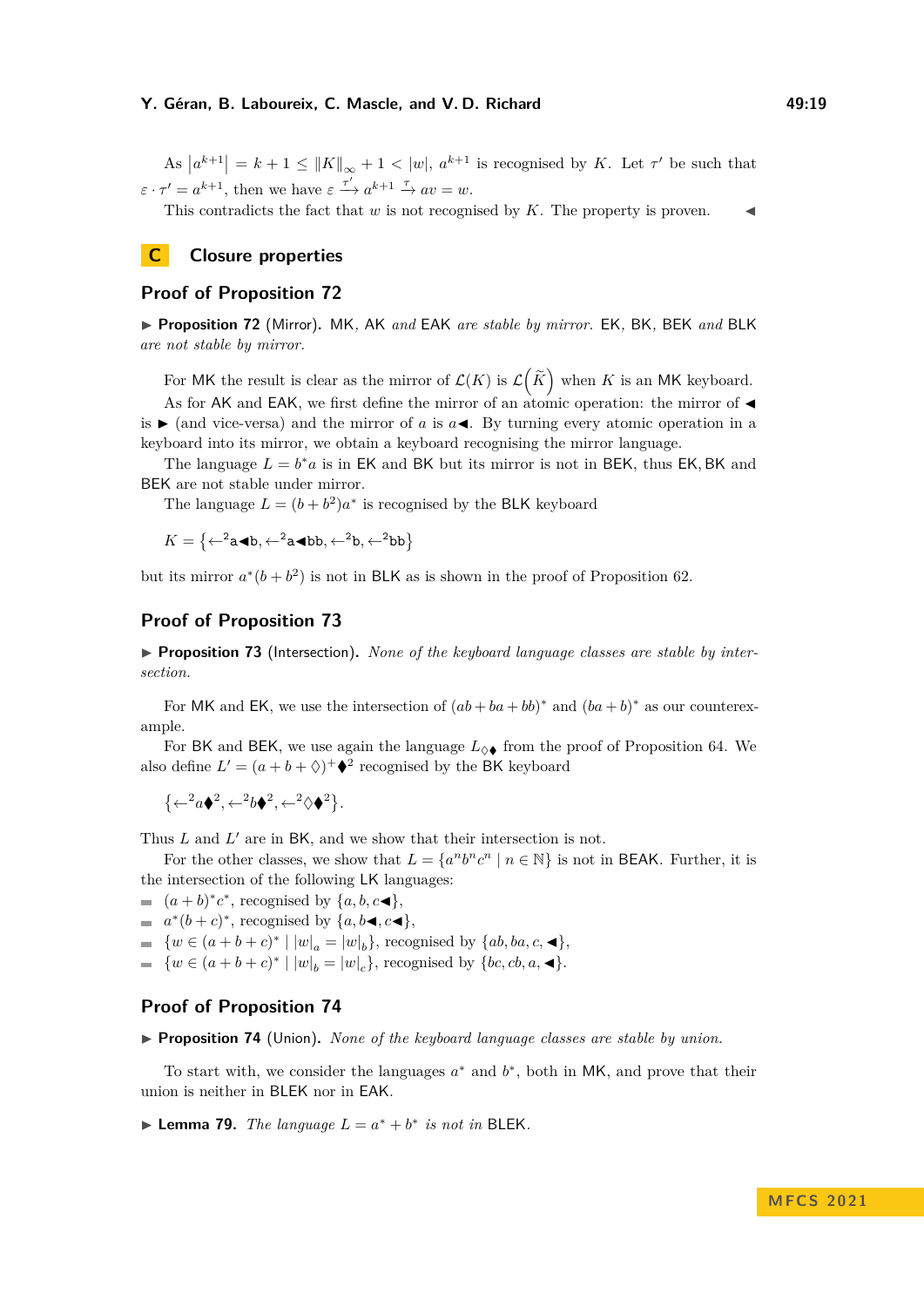As $|a^{k+1}| = k+1 \leq \|K\|_\infty + 1 < |w|$, $a^{k+1}$ is recognised by $K$. Let $\tau'$ be such that $\varepsilon \cdot \tau' = a^{k+1}$, then we have $\varepsilon \xrightarrow{\tau'} a^{k+1} \xrightarrow{\tau} av = w$.

This contradicts the fact that $w$ is not recognised by $K$. The property is proven. ◀

# C Closure properties

## Proof of Proposition 72

▶ **Proposition 72** (Mirror). *MK, AK and EAK are stable by mirror. EK, BK, BEK and BLK are not stable by mirror.*

For MK the result is clear as the mirror of $\mathcal{L}(K)$ is $\mathcal{L}\left(\widetilde{K}\right)$ when $K$ is an MK keyboard.

As for AK and EAK, we first define the mirror of an atomic operation: the mirror of ◀ is ▶ (and vice-versa) and the mirror of $a$ is $a$◀. By turning every atomic operation in a keyboard into its mirror, we obtain a keyboard recognising the mirror language.

The language $L = b^*a$ is in EK and BK but its mirror is not in BEK, thus EK, BK and BEK are not stable under mirror.

The language $L = (b + b^2)a^*$ is recognised by the BLK keyboard

$$K = \{\leftarrow^2 \text{a}\blacktriangleleft\text{b}, \leftarrow^2 \text{a}\blacktriangleleft\text{bb}, \leftarrow^2 \text{b}, \leftarrow^2 \text{bb}\}$$

but its mirror $a^*(b + b^2)$ is not in BLK as is shown in the proof of Proposition 62.

## Proof of Proposition 73

▶ **Proposition 73** (Intersection). *None of the keyboard language classes are stable by intersection.*

For MK and EK, we use the intersection of $(ab + ba + bb)^*$ and $(ba + b)^*$ as our counterexample.

For BK and BEK, we use again the language $L_{\lozenge\blacklozenge}$ from the proof of Proposition 64. We also define $L' = (a + b + \lozenge)^+\blacklozenge^2$ recognised by the BK keyboard

$$\{\leftarrow^2 a\blacklozenge^2, \leftarrow^2 b\blacklozenge^2, \leftarrow^2 \lozenge\blacklozenge^2\}.$$

Thus $L$ and $L'$ are in BK, and we show that their intersection is not.

For the other classes, we show that $L = \{a^n b^n c^n \mid n \in \mathbb{N}\}$ is not in BEAK. Further, it is the intersection of the following LK languages:

- $(a + b)^* c^*$, recognised by $\{a, b, c\blacktriangleleft\}$,
- $a^*(b + c)^*$, recognised by $\{a, b\blacktriangleleft, c\blacktriangleleft\}$,
- $\{w \in (a + b + c)^* \mid |w|_a = |w|_b\}$, recognised by $\{ab, ba, c, \blacktriangleleft\}$,
- $\{w \in (a + b + c)^* \mid |w|_b = |w|_c\}$, recognised by $\{bc, cb, a, \blacktriangleleft\}$.

## Proof of Proposition 74

▶ **Proposition 74** (Union). *None of the keyboard language classes are stable by union.*

To start with, we consider the languages $a^*$ and $b^*$, both in MK, and prove that their union is neither in BLEK nor in EAK.

▶ **Lemma 79.** *The language $L = a^* + b^*$ is not in BLEK.*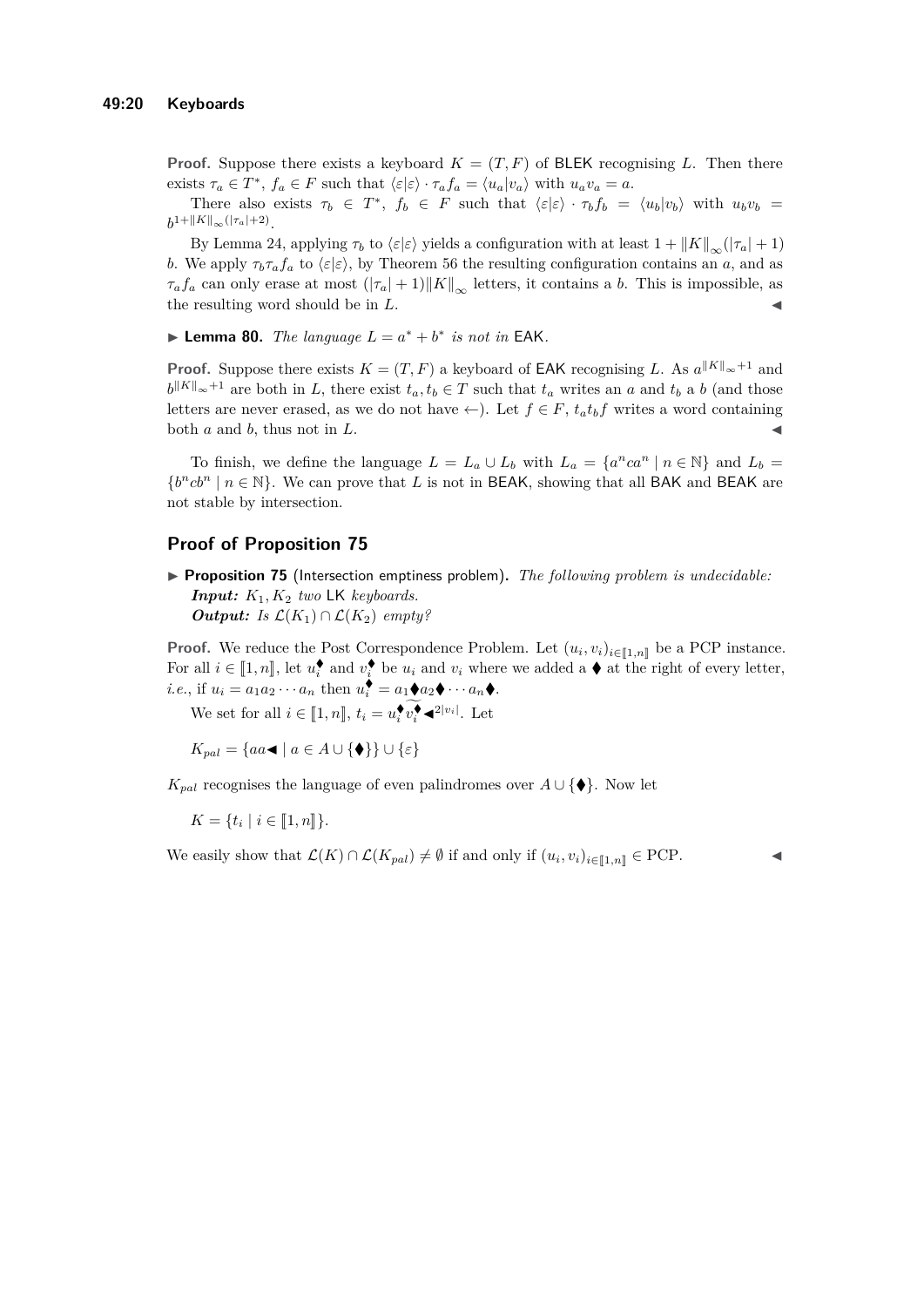**Proof.** Suppose there exists a keyboard $K = (T, F)$ of BLEK recognising $L$. Then there exists $\tau_a \in T^*$, $f_a \in F$ such that $\langle \varepsilon | \varepsilon \rangle \cdot \tau_a f_a = \langle u_a | v_a \rangle$ with $u_a v_a = a$.

There also exists $\tau_b \in T^*$, $f_b \in F$ such that $\langle \varepsilon | \varepsilon \rangle \cdot \tau_b f_b = \langle u_b | v_b \rangle$ with $u_b v_b = b^{1+\|K\|_\infty (|\tau_a|+2)}$.

By Lemma 24, applying $\tau_b$ to $\langle \varepsilon | \varepsilon \rangle$ yields a configuration with at least $1 + \|K\|_\infty (|\tau_a| + 1)$ $b$. We apply $\tau_b \tau_a f_a$ to $\langle \varepsilon | \varepsilon \rangle$, by Theorem 56 the resulting configuration contains an $a$, and as $\tau_a f_a$ can only erase at most $(|\tau_a| + 1)\|K\|_\infty$ letters, it contains a $b$. This is impossible, as the resulting word should be in $L$. ◀

▶ **Lemma 80.** *The language $L = a^* + b^*$ is not in* EAK.

**Proof.** Suppose there exists $K = (T, F)$ a keyboard of EAK recognising $L$. As $a^{\|K\|_\infty + 1}$ and $b^{\|K\|_\infty + 1}$ are both in $L$, there exist $t_a, t_b \in T$ such that $t_a$ writes an $a$ and $t_b$ a $b$ (and those letters are never erased, as we do not have $\leftarrow$). Let $f \in F$, $t_a t_b f$ writes a word containing both $a$ and $b$, thus not in $L$. ◀

To finish, we define the language $L = L_a \cup L_b$ with $L_a = \{a^n c a^n \mid n \in \mathbb{N}\}$ and $L_b = \{b^n c b^n \mid n \in \mathbb{N}\}$. We can prove that $L$ is not in BEAK, showing that all BAK and BEAK are not stable by intersection.

## Proof of Proposition 75

▶ **Proposition 75** (Intersection emptiness problem)**.** *The following problem is undecidable:*
***Input:*** *$K_1, K_2$ two* LK *keyboards.*
***Output:*** *Is $\mathcal{L}(K_1) \cap \mathcal{L}(K_2)$ empty?*

**Proof.** We reduce the Post Correspondence Problem. Let $(u_i, v_i)_{i \in [\![1,n]\!]}$ be a PCP instance. For all $i \in [\![1, n]\!]$, let $u_i^{\blacklozenge}$ and $v_i^{\blacklozenge}$ be $u_i$ and $v_i$ where we added a $\blacklozenge$ at the right of every letter, *i.e.*, if $u_i = a_1 a_2 \cdots a_n$ then $u_i^{\blacklozenge} = a_1 \blacklozenge a_2 \blacklozenge \cdots a_n \blacklozenge$.

We set for all $i \in [\![1, n]\!]$, $t_i = u_i^{\blacklozenge} \widetilde{v_i^{\blacklozenge}} \blacktriangleleft^{2|v_i|}$. Let

$$K_{pal} = \{aa\blacktriangleleft \mid a \in A \cup \{\blacklozenge\}\} \cup \{\varepsilon\}$$

$K_{pal}$ recognises the language of even palindromes over $A \cup \{\blacklozenge\}$. Now let

$$K = \{t_i \mid i \in [\![1, n]\!]\}.$$

We easily show that $\mathcal{L}(K) \cap \mathcal{L}(K_{pal}) \neq \emptyset$ if and only if $(u_i, v_i)_{i \in [\![1,n]\!]} \in \mathrm{PCP}$. ◀